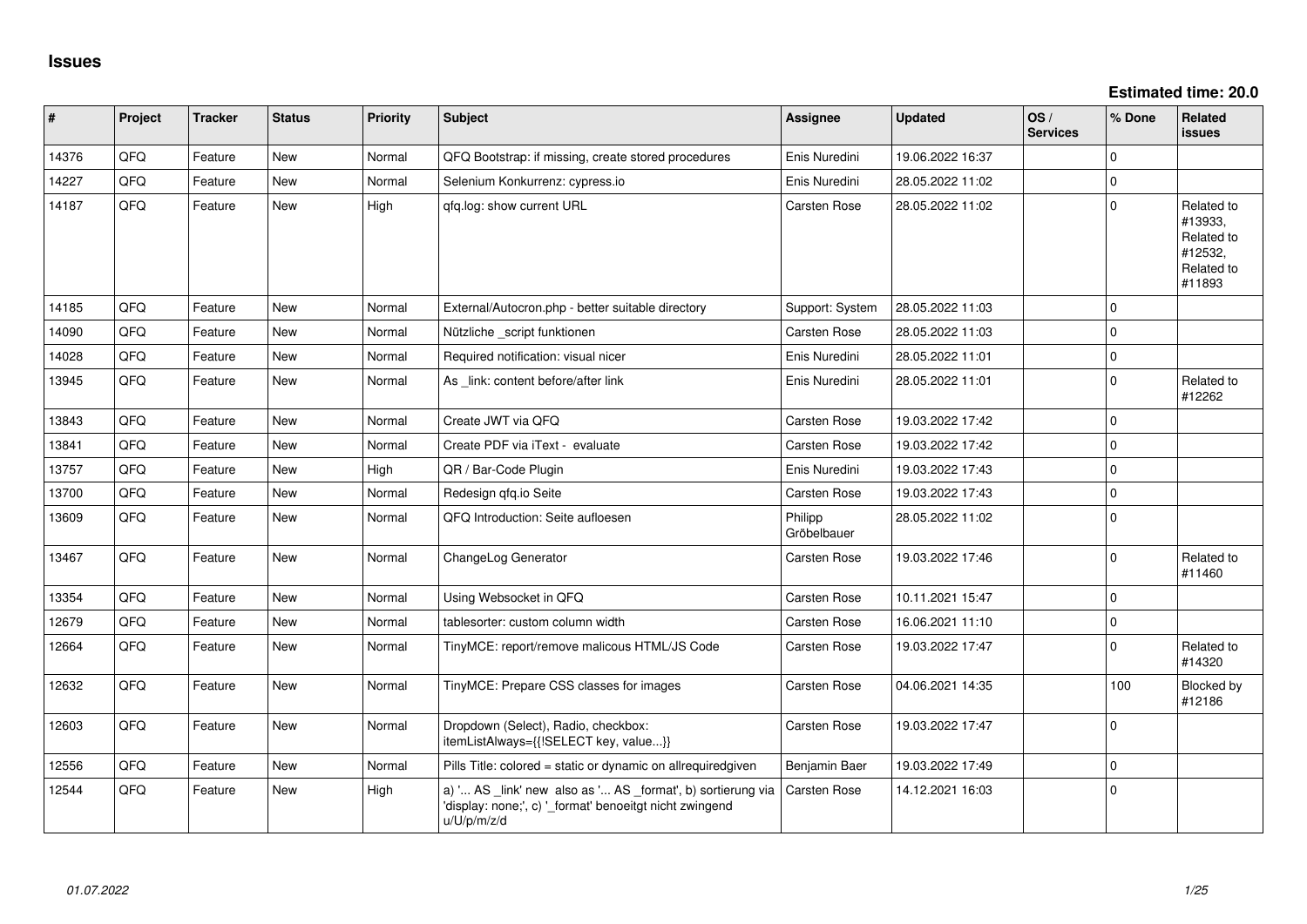# Issues

**Estimated time: 20.0**

| # | Project | Tracker | Status | Priority | Subject | Assignee | Updated | OS / Services | % Done | Related issues |
|---|---|---|---|---|---|---|---|---|---|---|
| 14376 | QFQ | Feature | New | Normal | QFQ Bootstrap: if missing, create stored procedures | Enis Nuredini | 19.06.2022 16:37 | | 0 | |
| 14227 | QFQ | Feature | New | Normal | Selenium Konkurrenz: cypress.io | Enis Nuredini | 28.05.2022 11:02 | | 0 | |
| 14187 | QFQ | Feature | New | High | qfq.log: show current URL | Carsten Rose | 28.05.2022 11:02 | | 0 | Related to #13933, Related to #12532, Related to #11893 |
| 14185 | QFQ | Feature | New | Normal | External/Autocron.php - better suitable directory | Support: System | 28.05.2022 11:03 | | 0 | |
| 14090 | QFQ | Feature | New | Normal | Nützliche _script funktionen | Carsten Rose | 28.05.2022 11:03 | | 0 | |
| 14028 | QFQ | Feature | New | Normal | Required notification: visual nicer | Enis Nuredini | 28.05.2022 11:01 | | 0 | |
| 13945 | QFQ | Feature | New | Normal | As _link: content before/after link | Enis Nuredini | 28.05.2022 11:01 | | 0 | Related to #12262 |
| 13843 | QFQ | Feature | New | Normal | Create JWT via QFQ | Carsten Rose | 19.03.2022 17:42 | | 0 | |
| 13841 | QFQ | Feature | New | Normal | Create PDF via iText - evaluate | Carsten Rose | 19.03.2022 17:42 | | 0 | |
| 13757 | QFQ | Feature | New | High | QR / Bar-Code Plugin | Enis Nuredini | 19.03.2022 17:43 | | 0 | |
| 13700 | QFQ | Feature | New | Normal | Redesign qfq.io Seite | Carsten Rose | 19.03.2022 17:43 | | 0 | |
| 13609 | QFQ | Feature | New | Normal | QFQ Introduction: Seite aufloesen | Philipp Gröbelbauer | 28.05.2022 11:02 | | 0 | |
| 13467 | QFQ | Feature | New | Normal | ChangeLog Generator | Carsten Rose | 19.03.2022 17:46 | | 0 | Related to #11460 |
| 13354 | QFQ | Feature | New | Normal | Using Websocket in QFQ | Carsten Rose | 10.11.2021 15:47 | | 0 | |
| 12679 | QFQ | Feature | New | Normal | tablesorter: custom column width | Carsten Rose | 16.06.2021 11:10 | | 0 | |
| 12664 | QFQ | Feature | New | Normal | TinyMCE: report/remove malicous HTML/JS Code | Carsten Rose | 19.03.2022 17:47 | | 0 | Related to #14320 |
| 12632 | QFQ | Feature | New | Normal | TinyMCE: Prepare CSS classes for images | Carsten Rose | 04.06.2021 14:35 | | 100 | Blocked by #12186 |
| 12603 | QFQ | Feature | New | Normal | Dropdown (Select), Radio, checkbox: itemListAlways={{!SELECT key, value...}} | Carsten Rose | 19.03.2022 17:47 | | 0 | |
| 12556 | QFQ | Feature | New | Normal | Pills Title: colored = static or dynamic on allrequiredgiven | Benjamin Baer | 19.03.2022 17:49 | | 0 | |
| 12544 | QFQ | Feature | New | High | a) '... AS _link' new also as '... AS _format', b) sortierung via 'display: none;', c) '_format' benoeitgt nicht zwingend u/U/p/m/z/d | Carsten Rose | 14.12.2021 16:03 | | 0 | |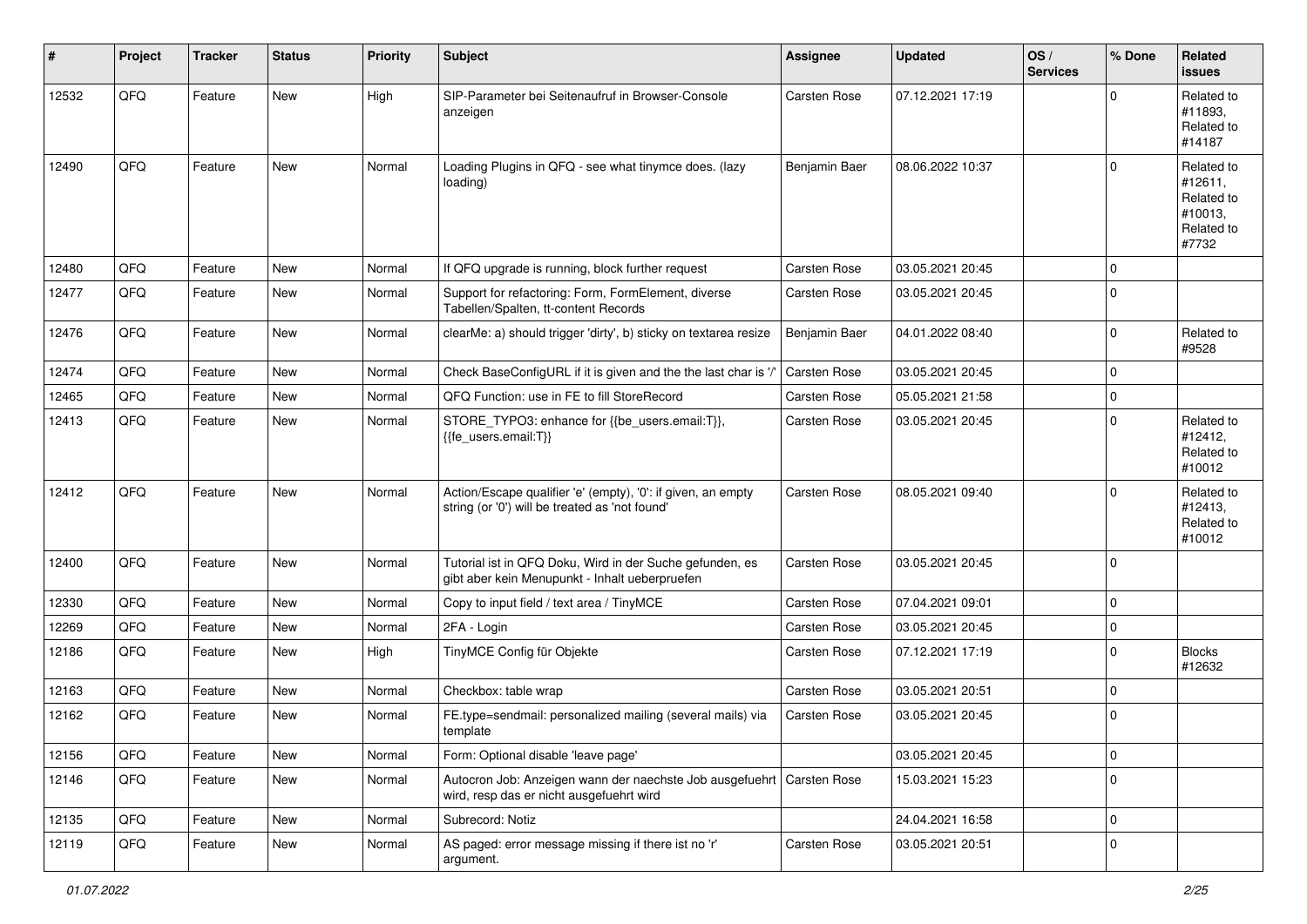| # | Project | Tracker | Status | Priority | Subject | Assignee | Updated | OS / Services | % Done | Related issues |
|---|---|---|---|---|---|---|---|---|---|---|
| 12532 | QFQ | Feature | New | High | SIP-Parameter bei Seitenaufruf in Browser-Console anzeigen | Carsten Rose | 07.12.2021 17:19 | | 0 | Related to #11893, Related to #14187 |
| 12490 | QFQ | Feature | New | Normal | Loading Plugins in QFQ - see what tinymce does. (lazy loading) | Benjamin Baer | 08.06.2022 10:37 | | 0 | Related to #12611, Related to #10013, Related to #7732 |
| 12480 | QFQ | Feature | New | Normal | If QFQ upgrade is running, block further request | Carsten Rose | 03.05.2021 20:45 | | 0 | |
| 12477 | QFQ | Feature | New | Normal | Support for refactoring: Form, FormElement, diverse Tabellen/Spalten, tt-content Records | Carsten Rose | 03.05.2021 20:45 | | 0 | |
| 12476 | QFQ | Feature | New | Normal | clearMe: a) should trigger 'dirty', b) sticky on textarea resize | Benjamin Baer | 04.01.2022 08:40 | | 0 | Related to #9528 |
| 12474 | QFQ | Feature | New | Normal | Check BaseConfigURL if it is given and the the last char is '/' | Carsten Rose | 03.05.2021 20:45 | | 0 | |
| 12465 | QFQ | Feature | New | Normal | QFQ Function: use in FE to fill StoreRecord | Carsten Rose | 05.05.2021 21:58 | | 0 | |
| 12413 | QFQ | Feature | New | Normal | STORE_TYPO3: enhance for {{be_users.email:T}}, {{fe_users.email:T}} | Carsten Rose | 03.05.2021 20:45 | | 0 | Related to #12412, Related to #10012 |
| 12412 | QFQ | Feature | New | Normal | Action/Escape qualifier 'e' (empty), '0': if given, an empty string (or '0') will be treated as 'not found' | Carsten Rose | 08.05.2021 09:40 | | 0 | Related to #12413, Related to #10012 |
| 12400 | QFQ | Feature | New | Normal | Tutorial ist in QFQ Doku, Wird in der Suche gefunden, es gibt aber kein Menupunkt - Inhalt ueberpruefen | Carsten Rose | 03.05.2021 20:45 | | 0 | |
| 12330 | QFQ | Feature | New | Normal | Copy to input field / text area / TinyMCE | Carsten Rose | 07.04.2021 09:01 | | 0 | |
| 12269 | QFQ | Feature | New | Normal | 2FA - Login | Carsten Rose | 03.05.2021 20:45 | | 0 | |
| 12186 | QFQ | Feature | New | High | TinyMCE Config für Objekte | Carsten Rose | 07.12.2021 17:19 | | 0 | Blocks #12632 |
| 12163 | QFQ | Feature | New | Normal | Checkbox: table wrap | Carsten Rose | 03.05.2021 20:51 | | 0 | |
| 12162 | QFQ | Feature | New | Normal | FE.type=sendmail: personalized mailing (several mails) via template | Carsten Rose | 03.05.2021 20:45 | | 0 | |
| 12156 | QFQ | Feature | New | Normal | Form: Optional disable 'leave page' | | 03.05.2021 20:45 | | 0 | |
| 12146 | QFQ | Feature | New | Normal | Autocron Job: Anzeigen wann der naechste Job ausgefuehrt wird, resp das er nicht ausgefuehrt wird | Carsten Rose | 15.03.2021 15:23 | | 0 | |
| 12135 | QFQ | Feature | New | Normal | Subrecord: Notiz | | 24.04.2021 16:58 | | 0 | |
| 12119 | QFQ | Feature | New | Normal | AS paged: error message missing if there ist no 'r' argument. | Carsten Rose | 03.05.2021 20:51 | | 0 | |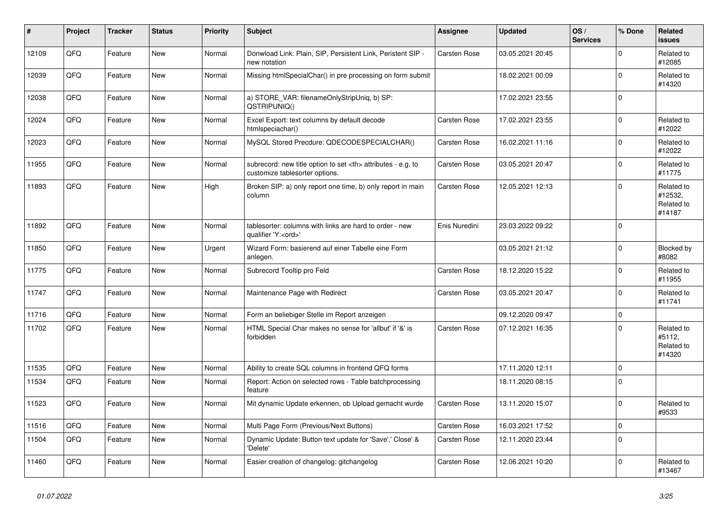| # | Project | Tracker | Status | Priority | Subject | Assignee | Updated | OS / Services | % Done | Related issues |
|---|---|---|---|---|---|---|---|---|---|---|
| 12109 | QFQ | Feature | New | Normal | Donwload Link: Plain, SIP, Persistent Link, Peristent SIP - new notation | Carsten Rose | 03.05.2021 20:45 | | 0 | Related to #12085 |
| 12039 | QFQ | Feature | New | Normal | Missing htmlSpecialChar() in pre processing on form submit | | 18.02.2021 00:09 | | 0 | Related to #14320 |
| 12038 | QFQ | Feature | New | Normal | a) STORE_VAR: filenameOnlyStripUniq, b) SP: QSTRIPUNIQ() | | 17.02.2021 23:55 | | 0 | |
| 12024 | QFQ | Feature | New | Normal | Excel Export: text columns by default decode htmlspeciachar() | Carsten Rose | 17.02.2021 23:55 | | 0 | Related to #12022 |
| 12023 | QFQ | Feature | New | Normal | MySQL Stored Precdure: QDECODESPECIALCHAR() | Carsten Rose | 16.02.2021 11:16 | | 0 | Related to #12022 |
| 11955 | QFQ | Feature | New | Normal | subrecord: new title option to set <th> attributes - e.g. to customize tablesorter options. | Carsten Rose | 03.05.2021 20:47 | | 0 | Related to #11775 |
| 11893 | QFQ | Feature | New | High | Broken SIP: a) only report one time, b) only report in main column | Carsten Rose | 12.05.2021 12:13 | | 0 | Related to #12532, Related to #14187 |
| 11892 | QFQ | Feature | New | Normal | tablesorter: columns with links are hard to order - new qualifier 'Y:<ord>' | Enis Nuredini | 23.03.2022 09:22 | | 0 | |
| 11850 | QFQ | Feature | New | Urgent | Wizard Form: basierend auf einer Tabelle eine Form anlegen. | | 03.05.2021 21:12 | | 0 | Blocked by #8082 |
| 11775 | QFQ | Feature | New | Normal | Subrecord Tooltip pro Feld | Carsten Rose | 18.12.2020 15:22 | | 0 | Related to #11955 |
| 11747 | QFQ | Feature | New | Normal | Maintenance Page with Redirect | Carsten Rose | 03.05.2021 20:47 | | 0 | Related to #11741 |
| 11716 | QFQ | Feature | New | Normal | Form an beliebiger Stelle im Report anzeigen | | 09.12.2020 09:47 | | 0 | |
| 11702 | QFQ | Feature | New | Normal | HTML Special Char makes no sense for 'allbut' if '&' is forbidden | Carsten Rose | 07.12.2021 16:35 | | 0 | Related to #5112, Related to #14320 |
| 11535 | QFQ | Feature | New | Normal | Ability to create SQL columns in frontend QFQ forms | | 17.11.2020 12:11 | | 0 | |
| 11534 | QFQ | Feature | New | Normal | Report: Action on selected rows - Table batchprocessing feature | | 18.11.2020 08:15 | | 0 | |
| 11523 | QFQ | Feature | New | Normal | Mit dynamic Update erkennen, ob Upload gemacht wurde | Carsten Rose | 13.11.2020 15:07 | | 0 | Related to #9533 |
| 11516 | QFQ | Feature | New | Normal | Multi Page Form (Previous/Next Buttons) | Carsten Rose | 16.03.2021 17:52 | | 0 | |
| 11504 | QFQ | Feature | New | Normal | Dynamic Update: Button text update for 'Save',' Close' & 'Delete' | Carsten Rose | 12.11.2020 23:44 | | 0 | |
| 11460 | QFQ | Feature | New | Normal | Easier creation of changelog: gitchangelog | Carsten Rose | 12.06.2021 10:20 | | 0 | Related to #13467 |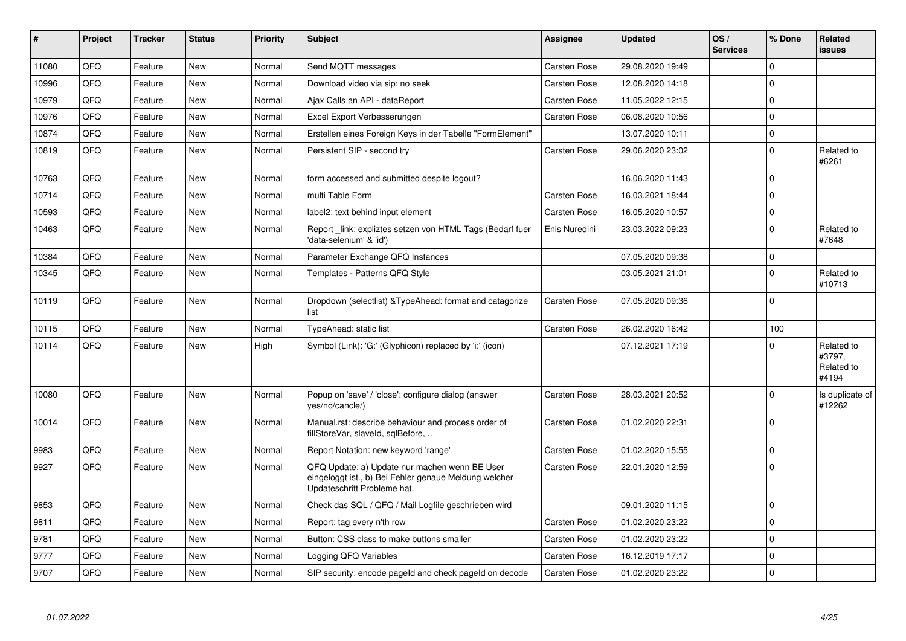| # | Project | Tracker | Status | Priority | Subject | Assignee | Updated | OS / Services | % Done | Related issues |
|---|---|---|---|---|---|---|---|---|---|---|
| 11080 | QFQ | Feature | New | Normal | Send MQTT messages | Carsten Rose | 29.08.2020 19:49 | | 0 | |
| 10996 | QFQ | Feature | New | Normal | Download video via sip: no seek | Carsten Rose | 12.08.2020 14:18 | | 0 | |
| 10979 | QFQ | Feature | New | Normal | Ajax Calls an API - dataReport | Carsten Rose | 11.05.2022 12:15 | | 0 | |
| 10976 | QFQ | Feature | New | Normal | Excel Export Verbesserungen | Carsten Rose | 06.08.2020 10:56 | | 0 | |
| 10874 | QFQ | Feature | New | Normal | Erstellen eines Foreign Keys in der Tabelle "FormElement" | | 13.07.2020 10:11 | | 0 | |
| 10819 | QFQ | Feature | New | Normal | Persistent SIP - second try | Carsten Rose | 29.06.2020 23:02 | | 0 | Related to #6261 |
| 10763 | QFQ | Feature | New | Normal | form accessed and submitted despite logout? | | 16.06.2020 11:43 | | 0 | |
| 10714 | QFQ | Feature | New | Normal | multi Table Form | Carsten Rose | 16.03.2021 18:44 | | 0 | |
| 10593 | QFQ | Feature | New | Normal | label2: text behind input element | Carsten Rose | 16.05.2020 10:57 | | 0 | |
| 10463 | QFQ | Feature | New | Normal | Report _link: expliztes setzen von HTML Tags (Bedarf fuer 'data-selenium' & 'id') | Enis Nuredini | 23.03.2022 09:23 | | 0 | Related to #7648 |
| 10384 | QFQ | Feature | New | Normal | Parameter Exchange QFQ Instances | | 07.05.2020 09:38 | | 0 | |
| 10345 | QFQ | Feature | New | Normal | Templates - Patterns QFQ Style | | 03.05.2021 21:01 | | 0 | Related to #10713 |
| 10119 | QFQ | Feature | New | Normal | Dropdown (selectlist) &TypeAhead: format and catagorize list | Carsten Rose | 07.05.2020 09:36 | | 0 | |
| 10115 | QFQ | Feature | New | Normal | TypeAhead: static list | Carsten Rose | 26.02.2020 16:42 | | 100 | |
| 10114 | QFQ | Feature | New | High | Symbol (Link): 'G:' (Glyphicon) replaced by 'i:' (icon) | | 07.12.2021 17:19 | | 0 | Related to #3797, Related to #4194 |
| 10080 | QFQ | Feature | New | Normal | Popup on 'save' / 'close': configure dialog (answer yes/no/cancle/) | Carsten Rose | 28.03.2021 20:52 | | 0 | Is duplicate of #12262 |
| 10014 | QFQ | Feature | New | Normal | Manual.rst: describe behaviour and process order of fillStoreVar, slaveId, sqlBefore, .. | Carsten Rose | 01.02.2020 22:31 | | 0 | |
| 9983 | QFQ | Feature | New | Normal | Report Notation: new keyword 'range' | Carsten Rose | 01.02.2020 15:55 | | 0 | |
| 9927 | QFQ | Feature | New | Normal | QFQ Update: a) Update nur machen wenn BE User eingeloggt ist., b) Bei Fehler genaue Meldung welcher Updateschritt Probleme hat. | Carsten Rose | 22.01.2020 12:59 | | 0 | |
| 9853 | QFQ | Feature | New | Normal | Check das SQL / QFQ / Mail Logfile geschrieben wird | | 09.01.2020 11:15 | | 0 | |
| 9811 | QFQ | Feature | New | Normal | Report: tag every n'th row | Carsten Rose | 01.02.2020 23:22 | | 0 | |
| 9781 | QFQ | Feature | New | Normal | Button: CSS class to make buttons smaller | Carsten Rose | 01.02.2020 23:22 | | 0 | |
| 9777 | QFQ | Feature | New | Normal | Logging QFQ Variables | Carsten Rose | 16.12.2019 17:17 | | 0 | |
| 9707 | QFQ | Feature | New | Normal | SIP security: encode pageId and check pageId on decode | Carsten Rose | 01.02.2020 23:22 | | 0 | |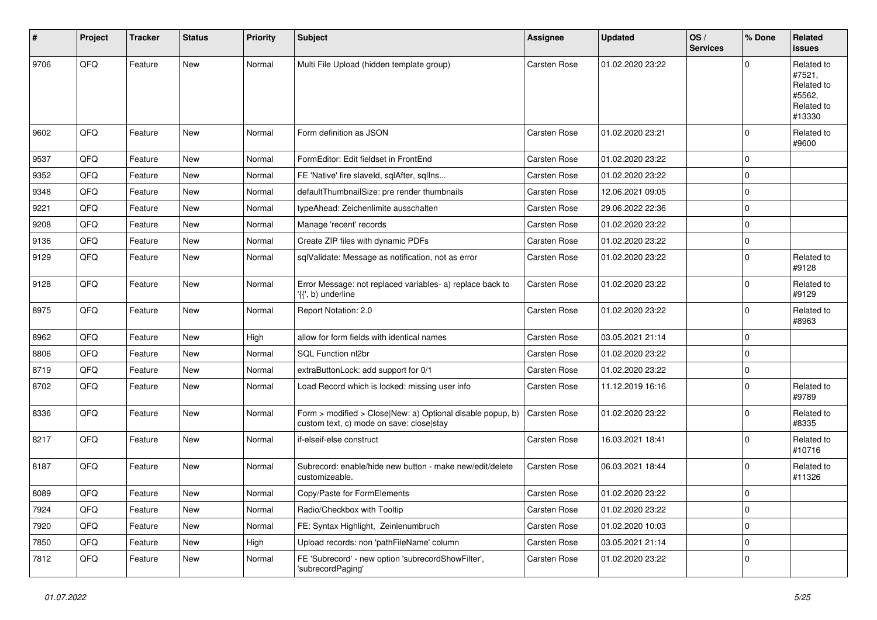| # | Project | Tracker | Status | Priority | Subject | Assignee | Updated | OS / Services | % Done | Related issues |
|---|---|---|---|---|---|---|---|---|---|---|
| 9706 | QFQ | Feature | New | Normal | Multi File Upload (hidden template group) | Carsten Rose | 01.02.2020 23:22 | | 0 | Related to #7521, Related to #5562, Related to #13330 |
| 9602 | QFQ | Feature | New | Normal | Form definition as JSON | Carsten Rose | 01.02.2020 23:21 | | 0 | Related to #9600 |
| 9537 | QFQ | Feature | New | Normal | FormEditor: Edit fieldset in FrontEnd | Carsten Rose | 01.02.2020 23:22 | | 0 | |
| 9352 | QFQ | Feature | New | Normal | FE 'Native' fire slaveId, sqlAfter, sqlIns... | Carsten Rose | 01.02.2020 23:22 | | 0 | |
| 9348 | QFQ | Feature | New | Normal | defaultThumbnailSize: pre render thumbnails | Carsten Rose | 12.06.2021 09:05 | | 0 | |
| 9221 | QFQ | Feature | New | Normal | typeAhead: Zeichenlimite ausschalten | Carsten Rose | 29.06.2022 22:36 | | 0 | |
| 9208 | QFQ | Feature | New | Normal | Manage 'recent' records | Carsten Rose | 01.02.2020 23:22 | | 0 | |
| 9136 | QFQ | Feature | New | Normal | Create ZIP files with dynamic PDFs | Carsten Rose | 01.02.2020 23:22 | | 0 | |
| 9129 | QFQ | Feature | New | Normal | sqlValidate: Message as notification, not as error | Carsten Rose | 01.02.2020 23:22 | | 0 | Related to #9128 |
| 9128 | QFQ | Feature | New | Normal | Error Message: not replaced variables- a) replace back to '{{', b) underline | Carsten Rose | 01.02.2020 23:22 | | 0 | Related to #9129 |
| 8975 | QFQ | Feature | New | Normal | Report Notation: 2.0 | Carsten Rose | 01.02.2020 23:22 | | 0 | Related to #8963 |
| 8962 | QFQ | Feature | New | High | allow for form fields with identical names | Carsten Rose | 03.05.2021 21:14 | | 0 | |
| 8806 | QFQ | Feature | New | Normal | SQL Function nl2br | Carsten Rose | 01.02.2020 23:22 | | 0 | |
| 8719 | QFQ | Feature | New | Normal | extraButtonLock: add support for 0/1 | Carsten Rose | 01.02.2020 23:22 | | 0 | |
| 8702 | QFQ | Feature | New | Normal | Load Record which is locked: missing user info | Carsten Rose | 11.12.2019 16:16 | | 0 | Related to #9789 |
| 8336 | QFQ | Feature | New | Normal | Form > modified > Close\|New: a) Optional disable popup, b) custom text, c) mode on save: close\|stay | Carsten Rose | 01.02.2020 23:22 | | 0 | Related to #8335 |
| 8217 | QFQ | Feature | New | Normal | if-elseif-else construct | Carsten Rose | 16.03.2021 18:41 | | 0 | Related to #10716 |
| 8187 | QFQ | Feature | New | Normal | Subrecord: enable/hide new button - make new/edit/delete customizeable. | Carsten Rose | 06.03.2021 18:44 | | 0 | Related to #11326 |
| 8089 | QFQ | Feature | New | Normal | Copy/Paste for FormElements | Carsten Rose | 01.02.2020 23:22 | | 0 | |
| 7924 | QFQ | Feature | New | Normal | Radio/Checkbox with Tooltip | Carsten Rose | 01.02.2020 23:22 | | 0 | |
| 7920 | QFQ | Feature | New | Normal | FE: Syntax Highlight, Zeinlenumbruch | Carsten Rose | 01.02.2020 10:03 | | 0 | |
| 7850 | QFQ | Feature | New | High | Upload records: non 'pathFileName' column | Carsten Rose | 03.05.2021 21:14 | | 0 | |
| 7812 | QFQ | Feature | New | Normal | FE 'Subrecord' - new option 'subrecordShowFilter', 'subrecordPaging' | Carsten Rose | 01.02.2020 23:22 | | 0 | |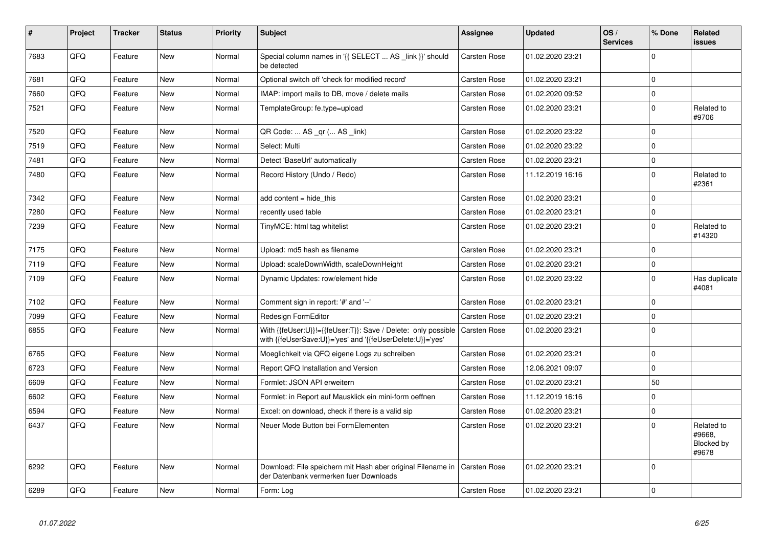| # | Project | Tracker | Status | Priority | Subject | Assignee | Updated | OS / Services | % Done | Related issues |
|---|---|---|---|---|---|---|---|---|---|---|
| 7683 | QFQ | Feature | New | Normal | Special column names in '{{ SELECT ... AS _link }}' should be detected | Carsten Rose | 01.02.2020 23:21 | | 0 | |
| 7681 | QFQ | Feature | New | Normal | Optional switch off 'check for modified record' | Carsten Rose | 01.02.2020 23:21 | | 0 | |
| 7660 | QFQ | Feature | New | Normal | IMAP: import mails to DB, move / delete mails | Carsten Rose | 01.02.2020 09:52 | | 0 | |
| 7521 | QFQ | Feature | New | Normal | TemplateGroup: fe.type=upload | Carsten Rose | 01.02.2020 23:21 | | 0 | Related to #9706 |
| 7520 | QFQ | Feature | New | Normal | QR Code: ... AS _qr (... AS _link) | Carsten Rose | 01.02.2020 23:22 | | 0 | |
| 7519 | QFQ | Feature | New | Normal | Select: Multi | Carsten Rose | 01.02.2020 23:22 | | 0 | |
| 7481 | QFQ | Feature | New | Normal | Detect 'BaseUrl' automatically | Carsten Rose | 01.02.2020 23:21 | | 0 | |
| 7480 | QFQ | Feature | New | Normal | Record History (Undo / Redo) | Carsten Rose | 11.12.2019 16:16 | | 0 | Related to #2361 |
| 7342 | QFQ | Feature | New | Normal | add content = hide_this | Carsten Rose | 01.02.2020 23:21 | | 0 | |
| 7280 | QFQ | Feature | New | Normal | recently used table | Carsten Rose | 01.02.2020 23:21 | | 0 | |
| 7239 | QFQ | Feature | New | Normal | TinyMCE: html tag whitelist | Carsten Rose | 01.02.2020 23:21 | | 0 | Related to #14320 |
| 7175 | QFQ | Feature | New | Normal | Upload: md5 hash as filename | Carsten Rose | 01.02.2020 23:21 | | 0 | |
| 7119 | QFQ | Feature | New | Normal | Upload: scaleDownWidth, scaleDownHeight | Carsten Rose | 01.02.2020 23:21 | | 0 | |
| 7109 | QFQ | Feature | New | Normal | Dynamic Updates: row/element hide | Carsten Rose | 01.02.2020 23:22 | | 0 | Has duplicate #4081 |
| 7102 | QFQ | Feature | New | Normal | Comment sign in report: '#' and '--' | Carsten Rose | 01.02.2020 23:21 | | 0 | |
| 7099 | QFQ | Feature | New | Normal | Redesign FormEditor | Carsten Rose | 01.02.2020 23:21 | | 0 | |
| 6855 | QFQ | Feature | New | Normal | With {{feUser:U}}!={{feUser:T}}: Save / Delete: only possible with {{feUserSave:U}}='yes' and '{{feUserDelete:U}}='yes' | Carsten Rose | 01.02.2020 23:21 | | 0 | |
| 6765 | QFQ | Feature | New | Normal | Moeglichkeit via QFQ eigene Logs zu schreiben | Carsten Rose | 01.02.2020 23:21 | | 0 | |
| 6723 | QFQ | Feature | New | Normal | Report QFQ Installation and Version | Carsten Rose | 12.06.2021 09:07 | | 0 | |
| 6609 | QFQ | Feature | New | Normal | Formlet: JSON API erweitern | Carsten Rose | 01.02.2020 23:21 | | 50 | |
| 6602 | QFQ | Feature | New | Normal | Formlet: in Report auf Mausklick ein mini-form oeffnen | Carsten Rose | 11.12.2019 16:16 | | 0 | |
| 6594 | QFQ | Feature | New | Normal | Excel: on download, check if there is a valid sip | Carsten Rose | 01.02.2020 23:21 | | 0 | |
| 6437 | QFQ | Feature | New | Normal | Neuer Mode Button bei FormElementen | Carsten Rose | 01.02.2020 23:21 | | 0 | Related to #9668, Blocked by #9678 |
| 6292 | QFQ | Feature | New | Normal | Download: File speichern mit Hash aber original Filename in der Datenbank vermerken fuer Downloads | Carsten Rose | 01.02.2020 23:21 | | 0 | |
| 6289 | QFQ | Feature | New | Normal | Form: Log | Carsten Rose | 01.02.2020 23:21 | | 0 | |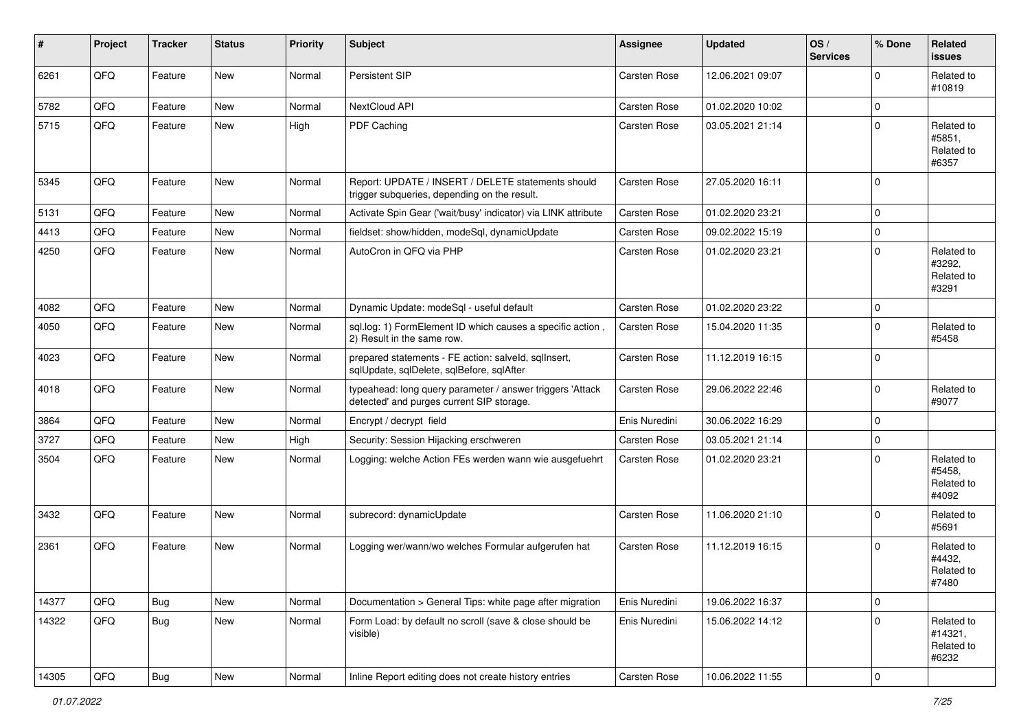| # | Project | Tracker | Status | Priority | Subject | Assignee | Updated | OS / Services | % Done | Related issues |
|---|---|---|---|---|---|---|---|---|---|---|
| 6261 | QFQ | Feature | New | Normal | Persistent SIP | Carsten Rose | 12.06.2021 09:07 | | 0 | Related to #10819 |
| 5782 | QFQ | Feature | New | Normal | NextCloud API | Carsten Rose | 01.02.2020 10:02 | | 0 | |
| 5715 | QFQ | Feature | New | High | PDF Caching | Carsten Rose | 03.05.2021 21:14 | | 0 | Related to #5851, Related to #6357 |
| 5345 | QFQ | Feature | New | Normal | Report: UPDATE / INSERT / DELETE statements should trigger subqueries, depending on the result. | Carsten Rose | 27.05.2020 16:11 | | 0 | |
| 5131 | QFQ | Feature | New | Normal | Activate Spin Gear ('wait/busy' indicator) via LINK attribute | Carsten Rose | 01.02.2020 23:21 | | 0 | |
| 4413 | QFQ | Feature | New | Normal | fieldset: show/hidden, modeSql, dynamicUpdate | Carsten Rose | 09.02.2022 15:19 | | 0 | |
| 4250 | QFQ | Feature | New | Normal | AutoCron in QFQ via PHP | Carsten Rose | 01.02.2020 23:21 | | 0 | Related to #3292, Related to #3291 |
| 4082 | QFQ | Feature | New | Normal | Dynamic Update: modeSql - useful default | Carsten Rose | 01.02.2020 23:22 | | 0 | |
| 4050 | QFQ | Feature | New | Normal | sql.log: 1) FormElement ID which causes a specific action , 2) Result in the same row. | Carsten Rose | 15.04.2020 11:35 | | 0 | Related to #5458 |
| 4023 | QFQ | Feature | New | Normal | prepared statements - FE action: salveld, sqlInsert, sqlUpdate, sqlDelete, sqlBefore, sqlAfter | Carsten Rose | 11.12.2019 16:15 | | 0 | |
| 4018 | QFQ | Feature | New | Normal | typeahead: long query parameter / answer triggers 'Attack detected' and purges current SIP storage. | Carsten Rose | 29.06.2022 22:46 | | 0 | Related to #9077 |
| 3864 | QFQ | Feature | New | Normal | Encrypt / decrypt field | Enis Nuredini | 30.06.2022 16:29 | | 0 | |
| 3727 | QFQ | Feature | New | High | Security: Session Hijacking erschweren | Carsten Rose | 03.05.2021 21:14 | | 0 | |
| 3504 | QFQ | Feature | New | Normal | Logging: welche Action FEs werden wann wie ausgefuehrt | Carsten Rose | 01.02.2020 23:21 | | 0 | Related to #5458, Related to #4092 |
| 3432 | QFQ | Feature | New | Normal | subrecord: dynamicUpdate | Carsten Rose | 11.06.2020 21:10 | | 0 | Related to #5691 |
| 2361 | QFQ | Feature | New | Normal | Logging wer/wann/wo welches Formular aufgerufen hat | Carsten Rose | 11.12.2019 16:15 | | 0 | Related to #4432, Related to #7480 |
| 14377 | QFQ | Bug | New | Normal | Documentation > General Tips: white page after migration | Enis Nuredini | 19.06.2022 16:37 | | 0 | |
| 14322 | QFQ | Bug | New | Normal | Form Load: by default no scroll (save & close should be visible) | Enis Nuredini | 15.06.2022 14:12 | | 0 | Related to #14321, Related to #6232 |
| 14305 | QFQ | Bug | New | Normal | Inline Report editing does not create history entries | Carsten Rose | 10.06.2022 11:55 | | 0 | |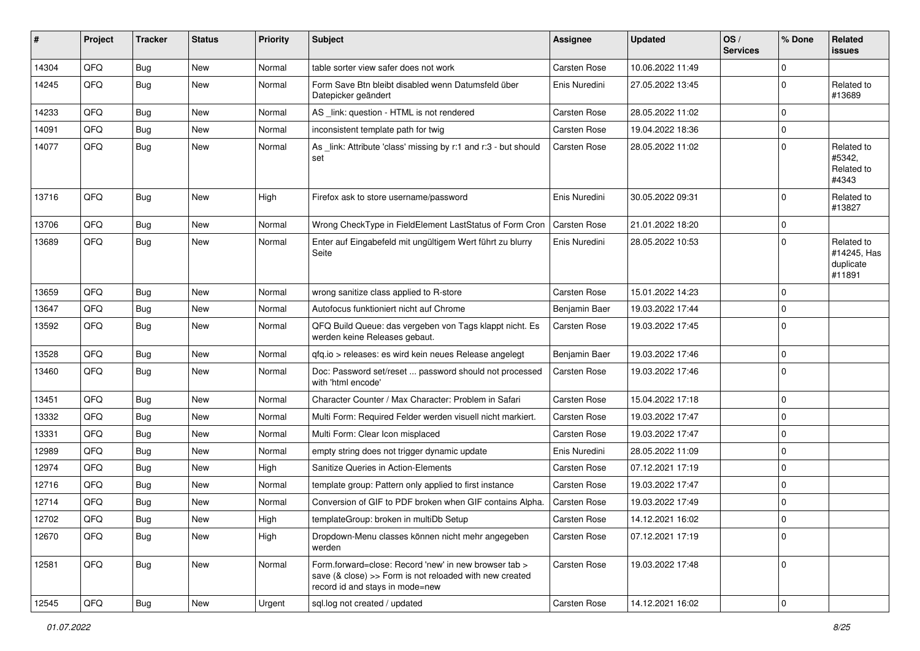| # | Project | Tracker | Status | Priority | Subject | Assignee | Updated | OS / Services | % Done | Related issues |
|---|---|---|---|---|---|---|---|---|---|---|
| 14304 | QFQ | Bug | New | Normal | table sorter view safer does not work | Carsten Rose | 10.06.2022 11:49 | | 0 | |
| 14245 | QFQ | Bug | New | Normal | Form Save Btn bleibt disabled wenn Datumsfeld über Datepicker geändert | Enis Nuredini | 27.05.2022 13:45 | | 0 | Related to #13689 |
| 14233 | QFQ | Bug | New | Normal | AS _link: question - HTML is not rendered | Carsten Rose | 28.05.2022 11:02 | | 0 | |
| 14091 | QFQ | Bug | New | Normal | inconsistent template path for twig | Carsten Rose | 19.04.2022 18:36 | | 0 | |
| 14077 | QFQ | Bug | New | Normal | As _link: Attribute 'class' missing by r:1 and r:3 - but should set | Carsten Rose | 28.05.2022 11:02 | | 0 | Related to #5342, Related to #4343 |
| 13716 | QFQ | Bug | New | High | Firefox ask to store username/password | Enis Nuredini | 30.05.2022 09:31 | | 0 | Related to #13827 |
| 13706 | QFQ | Bug | New | Normal | Wrong CheckType in FieldElement LastStatus of Form Cron | Carsten Rose | 21.01.2022 18:20 | | 0 | |
| 13689 | QFQ | Bug | New | Normal | Enter auf Eingabefeld mit ungültigem Wert führt zu blurry Seite | Enis Nuredini | 28.05.2022 10:53 | | 0 | Related to #14245, Has duplicate #11891 |
| 13659 | QFQ | Bug | New | Normal | wrong sanitize class applied to R-store | Carsten Rose | 15.01.2022 14:23 | | 0 | |
| 13647 | QFQ | Bug | New | Normal | Autofocus funktioniert nicht auf Chrome | Benjamin Baer | 19.03.2022 17:44 | | 0 | |
| 13592 | QFQ | Bug | New | Normal | QFQ Build Queue: das vergeben von Tags klappt nicht. Es werden keine Releases gebaut. | Carsten Rose | 19.03.2022 17:45 | | 0 | |
| 13528 | QFQ | Bug | New | Normal | qfq.io > releases: es wird kein neues Release angelegt | Benjamin Baer | 19.03.2022 17:46 | | 0 | |
| 13460 | QFQ | Bug | New | Normal | Doc: Password set/reset ... password should not processed with 'html encode' | Carsten Rose | 19.03.2022 17:46 | | 0 | |
| 13451 | QFQ | Bug | New | Normal | Character Counter / Max Character: Problem in Safari | Carsten Rose | 15.04.2022 17:18 | | 0 | |
| 13332 | QFQ | Bug | New | Normal | Multi Form: Required Felder werden visuell nicht markiert. | Carsten Rose | 19.03.2022 17:47 | | 0 | |
| 13331 | QFQ | Bug | New | Normal | Multi Form: Clear Icon misplaced | Carsten Rose | 19.03.2022 17:47 | | 0 | |
| 12989 | QFQ | Bug | New | Normal | empty string does not trigger dynamic update | Enis Nuredini | 28.05.2022 11:09 | | 0 | |
| 12974 | QFQ | Bug | New | High | Sanitize Queries in Action-Elements | Carsten Rose | 07.12.2021 17:19 | | 0 | |
| 12716 | QFQ | Bug | New | Normal | template group: Pattern only applied to first instance | Carsten Rose | 19.03.2022 17:47 | | 0 | |
| 12714 | QFQ | Bug | New | Normal | Conversion of GIF to PDF broken when GIF contains Alpha. | Carsten Rose | 19.03.2022 17:49 | | 0 | |
| 12702 | QFQ | Bug | New | High | templateGroup: broken in multiDb Setup | Carsten Rose | 14.12.2021 16:02 | | 0 | |
| 12670 | QFQ | Bug | New | High | Dropdown-Menu classes können nicht mehr angegeben werden | Carsten Rose | 07.12.2021 17:19 | | 0 | |
| 12581 | QFQ | Bug | New | Normal | Form.forward=close: Record 'new' in new browser tab > save (& close) >> Form is not reloaded with new created record id and stays in mode=new | Carsten Rose | 19.03.2022 17:48 | | 0 | |
| 12545 | QFQ | Bug | New | Urgent | sql.log not created / updated | Carsten Rose | 14.12.2021 16:02 | | 0 | |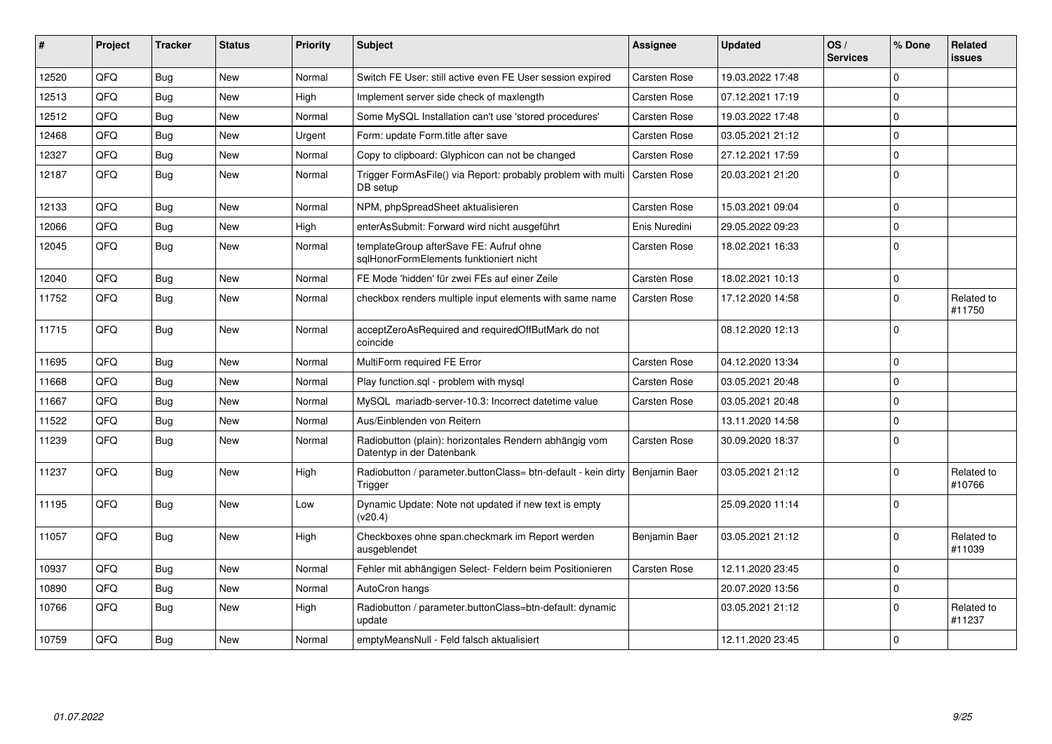| # | Project | Tracker | Status | Priority | Subject | Assignee | Updated | OS / Services | % Done | Related issues |
|---|---|---|---|---|---|---|---|---|---|---|
| 12520 | QFQ | Bug | New | Normal | Switch FE User: still active even FE User session expired | Carsten Rose | 19.03.2022 17:48 | | 0 | |
| 12513 | QFQ | Bug | New | High | Implement server side check of maxlength | Carsten Rose | 07.12.2021 17:19 | | 0 | |
| 12512 | QFQ | Bug | New | Normal | Some MySQL Installation can't use 'stored procedures' | Carsten Rose | 19.03.2022 17:48 | | 0 | |
| 12468 | QFQ | Bug | New | Urgent | Form: update Form.title after save | Carsten Rose | 03.05.2021 21:12 | | 0 | |
| 12327 | QFQ | Bug | New | Normal | Copy to clipboard: Glyphicon can not be changed | Carsten Rose | 27.12.2021 17:59 | | 0 | |
| 12187 | QFQ | Bug | New | Normal | Trigger FormAsFile() via Report: probably problem with multi DB setup | Carsten Rose | 20.03.2021 21:20 | | 0 | |
| 12133 | QFQ | Bug | New | Normal | NPM, phpSpreadSheet aktualisieren | Carsten Rose | 15.03.2021 09:04 | | 0 | |
| 12066 | QFQ | Bug | New | High | enterAsSubmit: Forward wird nicht ausgeführt | Enis Nuredini | 29.05.2022 09:23 | | 0 | |
| 12045 | QFQ | Bug | New | Normal | templateGroup afterSave FE: Aufruf ohne sqlHonorFormElements funktioniert nicht | Carsten Rose | 18.02.2021 16:33 | | 0 | |
| 12040 | QFQ | Bug | New | Normal | FE Mode 'hidden' für zwei FEs auf einer Zeile | Carsten Rose | 18.02.2021 10:13 | | 0 | |
| 11752 | QFQ | Bug | New | Normal | checkbox renders multiple input elements with same name | Carsten Rose | 17.12.2020 14:58 | | 0 | Related to #11750 |
| 11715 | QFQ | Bug | New | Normal | acceptZeroAsRequired and requiredOffButMark do not coincide | | 08.12.2020 12:13 | | 0 | |
| 11695 | QFQ | Bug | New | Normal | MultiForm required FE Error | Carsten Rose | 04.12.2020 13:34 | | 0 | |
| 11668 | QFQ | Bug | New | Normal | Play function.sql - problem with mysql | Carsten Rose | 03.05.2021 20:48 | | 0 | |
| 11667 | QFQ | Bug | New | Normal | MySQL mariadb-server-10.3: Incorrect datetime value | Carsten Rose | 03.05.2021 20:48 | | 0 | |
| 11522 | QFQ | Bug | New | Normal | Aus/Einblenden von Reitern | | 13.11.2020 14:58 | | 0 | |
| 11239 | QFQ | Bug | New | Normal | Radiobutton (plain): horizontales Rendern abhängig vom Datentyp in der Datenbank | Carsten Rose | 30.09.2020 18:37 | | 0 | |
| 11237 | QFQ | Bug | New | High | Radiobutton / parameter.buttonClass= btn-default - kein dirty Trigger | Benjamin Baer | 03.05.2021 21:12 | | 0 | Related to #10766 |
| 11195 | QFQ | Bug | New | Low | Dynamic Update: Note not updated if new text is empty (v20.4) | | 25.09.2020 11:14 | | 0 | |
| 11057 | QFQ | Bug | New | High | Checkboxes ohne span.checkmark im Report werden ausgeblendet | Benjamin Baer | 03.05.2021 21:12 | | 0 | Related to #11039 |
| 10937 | QFQ | Bug | New | Normal | Fehler mit abhängigen Select- Feldern beim Positionieren | Carsten Rose | 12.11.2020 23:45 | | 0 | |
| 10890 | QFQ | Bug | New | Normal | AutoCron hangs | | 20.07.2020 13:56 | | 0 | |
| 10766 | QFQ | Bug | New | High | Radiobutton / parameter.buttonClass=btn-default: dynamic update | | 03.05.2021 21:12 | | 0 | Related to #11237 |
| 10759 | QFQ | Bug | New | Normal | emptyMeansNull - Feld falsch aktualisiert | | 12.11.2020 23:45 | | 0 | |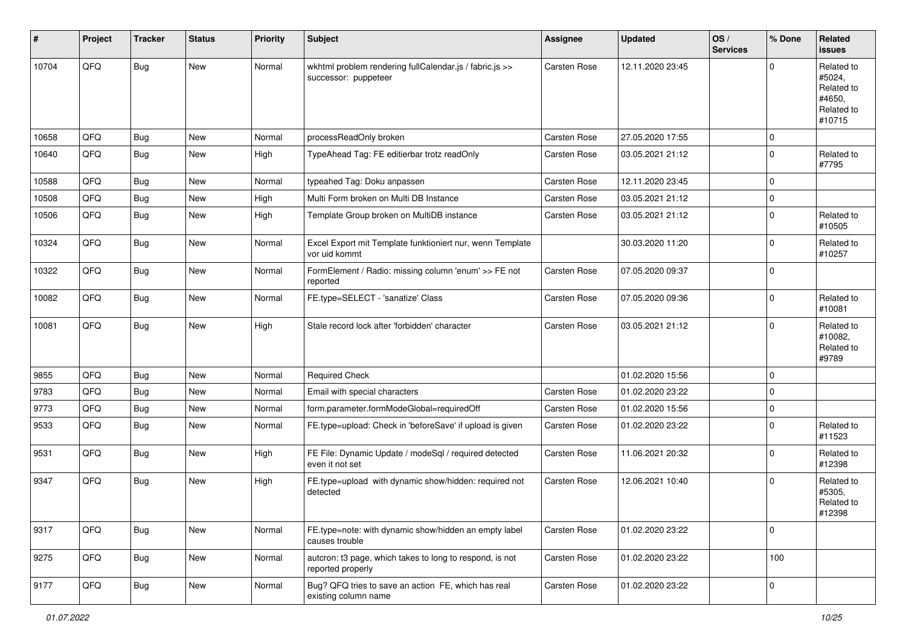| # | Project | Tracker | Status | Priority | Subject | Assignee | Updated | OS / Services | % Done | Related issues |
|---|---|---|---|---|---|---|---|---|---|---|
| 10704 | QFQ | Bug | New | Normal | wkhtml problem rendering fullCalendar.js / fabric.js >> successor: puppeteer | Carsten Rose | 12.11.2020 23:45 | | 0 | Related to #5024, Related to #4650, Related to #10715 |
| 10658 | QFQ | Bug | New | Normal | processReadOnly broken | Carsten Rose | 27.05.2020 17:55 | | 0 | |
| 10640 | QFQ | Bug | New | High | TypeAhead Tag: FE editierbar trotz readOnly | Carsten Rose | 03.05.2021 21:12 | | 0 | Related to #7795 |
| 10588 | QFQ | Bug | New | Normal | typeahed Tag: Doku anpassen | Carsten Rose | 12.11.2020 23:45 | | 0 | |
| 10508 | QFQ | Bug | New | High | Multi Form broken on Multi DB Instance | Carsten Rose | 03.05.2021 21:12 | | 0 | |
| 10506 | QFQ | Bug | New | High | Template Group broken on MultiDB instance | Carsten Rose | 03.05.2021 21:12 | | 0 | Related to #10505 |
| 10324 | QFQ | Bug | New | Normal | Excel Export mit Template funktioniert nur, wenn Template vor uid kommt | | 30.03.2020 11:20 | | 0 | Related to #10257 |
| 10322 | QFQ | Bug | New | Normal | FormElement / Radio: missing column 'enum' >> FE not reported | Carsten Rose | 07.05.2020 09:37 | | 0 | |
| 10082 | QFQ | Bug | New | Normal | FE.type=SELECT - 'sanatize' Class | Carsten Rose | 07.05.2020 09:36 | | 0 | Related to #10081 |
| 10081 | QFQ | Bug | New | High | Stale record lock after 'forbidden' character | Carsten Rose | 03.05.2021 21:12 | | 0 | Related to #10082, Related to #9789 |
| 9855 | QFQ | Bug | New | Normal | Required Check | | 01.02.2020 15:56 | | 0 | |
| 9783 | QFQ | Bug | New | Normal | Email with special characters | Carsten Rose | 01.02.2020 23:22 | | 0 | |
| 9773 | QFQ | Bug | New | Normal | form.parameter.formModeGlobal=requiredOff | Carsten Rose | 01.02.2020 15:56 | | 0 | |
| 9533 | QFQ | Bug | New | Normal | FE.type=upload: Check in 'beforeSave' if upload is given | Carsten Rose | 01.02.2020 23:22 | | 0 | Related to #11523 |
| 9531 | QFQ | Bug | New | High | FE File: Dynamic Update / modeSql / required detected even it not set | Carsten Rose | 11.06.2021 20:32 | | 0 | Related to #12398 |
| 9347 | QFQ | Bug | New | High | FE.type=upload with dynamic show/hidden: required not detected | Carsten Rose | 12.06.2021 10:40 | | 0 | Related to #5305, Related to #12398 |
| 9317 | QFQ | Bug | New | Normal | FE.type=note: with dynamic show/hidden an empty label causes trouble | Carsten Rose | 01.02.2020 23:22 | | 0 | |
| 9275 | QFQ | Bug | New | Normal | autcron: t3 page, which takes to long to respond, is not reported properly | Carsten Rose | 01.02.2020 23:22 | | 100 | |
| 9177 | QFQ | Bug | New | Normal | Bug? QFQ tries to save an action FE, which has real existing column name | Carsten Rose | 01.02.2020 23:22 | | 0 | |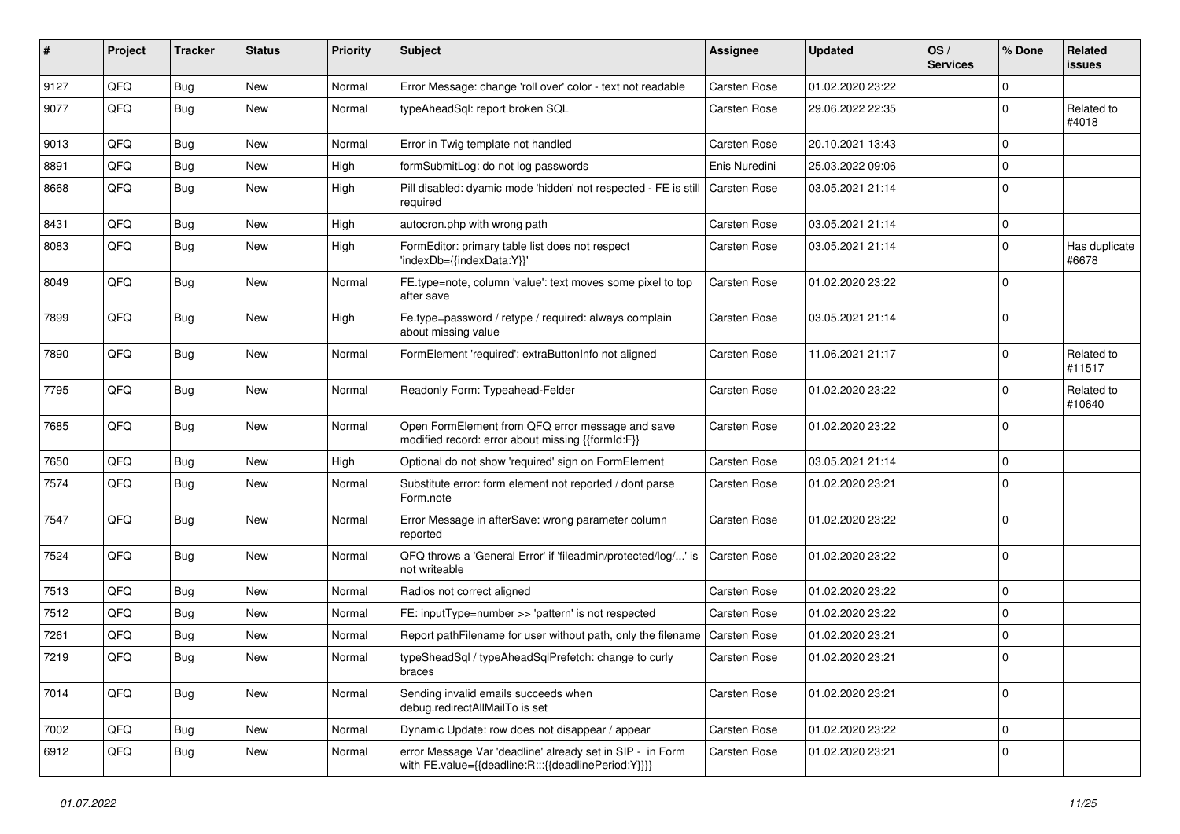| # | Project | Tracker | Status | Priority | Subject | Assignee | Updated | OS / Services | % Done | Related issues |
|---|---|---|---|---|---|---|---|---|---|---|
| 9127 | QFQ | Bug | New | Normal | Error Message: change 'roll over' color - text not readable | Carsten Rose | 01.02.2020 23:22 | | 0 | |
| 9077 | QFQ | Bug | New | Normal | typeAheadSql: report broken SQL | Carsten Rose | 29.06.2022 22:35 | | 0 | Related to #4018 |
| 9013 | QFQ | Bug | New | Normal | Error in Twig template not handled | Carsten Rose | 20.10.2021 13:43 | | 0 | |
| 8891 | QFQ | Bug | New | High | formSubmitLog: do not log passwords | Enis Nuredini | 25.03.2022 09:06 | | 0 | |
| 8668 | QFQ | Bug | New | High | Pill disabled: dyamic mode 'hidden' not respected - FE is still required | Carsten Rose | 03.05.2021 21:14 | | 0 | |
| 8431 | QFQ | Bug | New | High | autocron.php with wrong path | Carsten Rose | 03.05.2021 21:14 | | 0 | |
| 8083 | QFQ | Bug | New | High | FormEditor: primary table list does not respect 'indexDb={{indexData:Y}}' | Carsten Rose | 03.05.2021 21:14 | | 0 | Has duplicate #6678 |
| 8049 | QFQ | Bug | New | Normal | FE.type=note, column 'value': text moves some pixel to top after save | Carsten Rose | 01.02.2020 23:22 | | 0 | |
| 7899 | QFQ | Bug | New | High | Fe.type=password / retype / required: always complain about missing value | Carsten Rose | 03.05.2021 21:14 | | 0 | |
| 7890 | QFQ | Bug | New | Normal | FormElement 'required': extraButtonInfo not aligned | Carsten Rose | 11.06.2021 21:17 | | 0 | Related to #11517 |
| 7795 | QFQ | Bug | New | Normal | Readonly Form: Typeahead-Felder | Carsten Rose | 01.02.2020 23:22 | | 0 | Related to #10640 |
| 7685 | QFQ | Bug | New | Normal | Open FormElement from QFQ error message and save modified record: error about missing {{formId:F}} | Carsten Rose | 01.02.2020 23:22 | | 0 | |
| 7650 | QFQ | Bug | New | High | Optional do not show 'required' sign on FormElement | Carsten Rose | 03.05.2021 21:14 | | 0 | |
| 7574 | QFQ | Bug | New | Normal | Substitute error: form element not reported / dont parse Form.note | Carsten Rose | 01.02.2020 23:21 | | 0 | |
| 7547 | QFQ | Bug | New | Normal | Error Message in afterSave: wrong parameter column reported | Carsten Rose | 01.02.2020 23:22 | | 0 | |
| 7524 | QFQ | Bug | New | Normal | QFQ throws a 'General Error' if 'fileadmin/protected/log/...' is not writeable | Carsten Rose | 01.02.2020 23:22 | | 0 | |
| 7513 | QFQ | Bug | New | Normal | Radios not correct aligned | Carsten Rose | 01.02.2020 23:22 | | 0 | |
| 7512 | QFQ | Bug | New | Normal | FE: inputType=number >> 'pattern' is not respected | Carsten Rose | 01.02.2020 23:22 | | 0 | |
| 7261 | QFQ | Bug | New | Normal | Report pathFilename for user without path, only the filename | Carsten Rose | 01.02.2020 23:21 | | 0 | |
| 7219 | QFQ | Bug | New | Normal | typeSheadSql / typeAheadSqlPrefetch: change to curly braces | Carsten Rose | 01.02.2020 23:21 | | 0 | |
| 7014 | QFQ | Bug | New | Normal | Sending invalid emails succeeds when debug.redirectAllMailTo is set | Carsten Rose | 01.02.2020 23:21 | | 0 | |
| 7002 | QFQ | Bug | New | Normal | Dynamic Update: row does not disappear / appear | Carsten Rose | 01.02.2020 23:22 | | 0 | |
| 6912 | QFQ | Bug | New | Normal | error Message Var 'deadline' already set in SIP - in Form with FE.value={{deadline:R:::{{deadlinePeriod:Y}}}} | Carsten Rose | 01.02.2020 23:21 | | 0 | |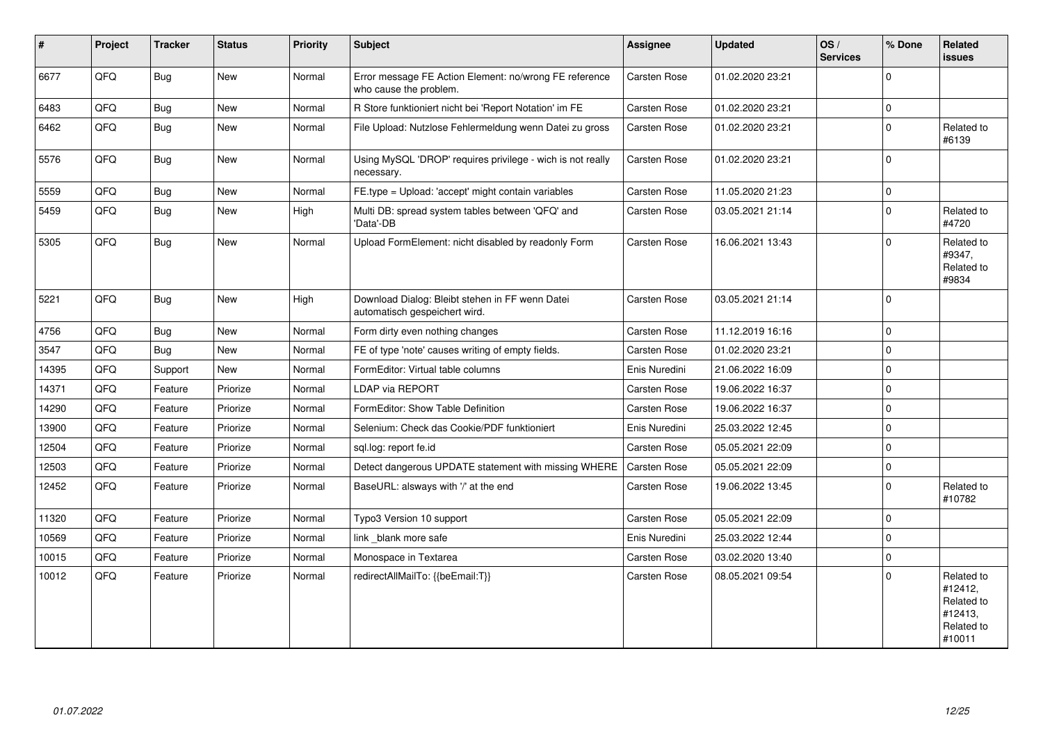| # | Project | Tracker | Status | Priority | Subject | Assignee | Updated | OS / Services | % Done | Related issues |
|---|---|---|---|---|---|---|---|---|---|---|
| 6677 | QFQ | Bug | New | Normal | Error message FE Action Element: no/wrong FE reference who cause the problem. | Carsten Rose | 01.02.2020 23:21 | | 0 | |
| 6483 | QFQ | Bug | New | Normal | R Store funktioniert nicht bei 'Report Notation' im FE | Carsten Rose | 01.02.2020 23:21 | | 0 | |
| 6462 | QFQ | Bug | New | Normal | File Upload: Nutzlose Fehlermeldung wenn Datei zu gross | Carsten Rose | 01.02.2020 23:21 | | 0 | Related to #6139 |
| 5576 | QFQ | Bug | New | Normal | Using MySQL 'DROP' requires privilege - wich is not really necessary. | Carsten Rose | 01.02.2020 23:21 | | 0 | |
| 5559 | QFQ | Bug | New | Normal | FE.type = Upload: 'accept' might contain variables | Carsten Rose | 11.05.2020 21:23 | | 0 | |
| 5459 | QFQ | Bug | New | High | Multi DB: spread system tables between 'QFQ' and 'Data'-DB | Carsten Rose | 03.05.2021 21:14 | | 0 | Related to #4720 |
| 5305 | QFQ | Bug | New | Normal | Upload FormElement: nicht disabled by readonly Form | Carsten Rose | 16.06.2021 13:43 | | 0 | Related to #9347, Related to #9834 |
| 5221 | QFQ | Bug | New | High | Download Dialog: Bleibt stehen in FF wenn Datei automatisch gespeichert wird. | Carsten Rose | 03.05.2021 21:14 | | 0 | |
| 4756 | QFQ | Bug | New | Normal | Form dirty even nothing changes | Carsten Rose | 11.12.2019 16:16 | | 0 | |
| 3547 | QFQ | Bug | New | Normal | FE of type 'note' causes writing of empty fields. | Carsten Rose | 01.02.2020 23:21 | | 0 | |
| 14395 | QFQ | Support | New | Normal | FormEditor: Virtual table columns | Enis Nuredini | 21.06.2022 16:09 | | 0 | |
| 14371 | QFQ | Feature | Priorize | Normal | LDAP via REPORT | Carsten Rose | 19.06.2022 16:37 | | 0 | |
| 14290 | QFQ | Feature | Priorize | Normal | FormEditor: Show Table Definition | Carsten Rose | 19.06.2022 16:37 | | 0 | |
| 13900 | QFQ | Feature | Priorize | Normal | Selenium: Check das Cookie/PDF funktioniert | Enis Nuredini | 25.03.2022 12:45 | | 0 | |
| 12504 | QFQ | Feature | Priorize | Normal | sql.log: report fe.id | Carsten Rose | 05.05.2021 22:09 | | 0 | |
| 12503 | QFQ | Feature | Priorize | Normal | Detect dangerous UPDATE statement with missing WHERE | Carsten Rose | 05.05.2021 22:09 | | 0 | |
| 12452 | QFQ | Feature | Priorize | Normal | BaseURL: alsways with '/' at the end | Carsten Rose | 19.06.2022 13:45 | | 0 | Related to #10782 |
| 11320 | QFQ | Feature | Priorize | Normal | Typo3 Version 10 support | Carsten Rose | 05.05.2021 22:09 | | 0 | |
| 10569 | QFQ | Feature | Priorize | Normal | link _blank more safe | Enis Nuredini | 25.03.2022 12:44 | | 0 | |
| 10015 | QFQ | Feature | Priorize | Normal | Monospace in Textarea | Carsten Rose | 03.02.2020 13:40 | | 0 | |
| 10012 | QFQ | Feature | Priorize | Normal | redirectAllMailTo: {{beEmail:T}} | Carsten Rose | 08.05.2021 09:54 | | 0 | Related to #12412, Related to #12413, Related to #10011 |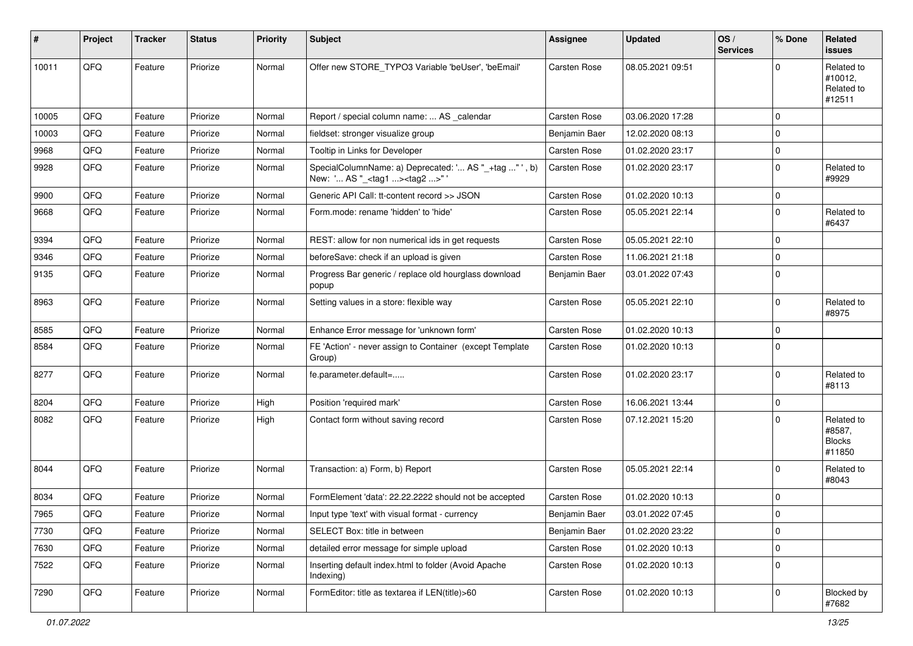| # | Project | Tracker | Status | Priority | Subject | Assignee | Updated | OS / Services | % Done | Related issues |
|---|---|---|---|---|---|---|---|---|---|---|
| 10011 | QFQ | Feature | Priorize | Normal | Offer new STORE_TYPO3 Variable 'beUser', 'beEmail' | Carsten Rose | 08.05.2021 09:51 | | 0 | Related to #10012, Related to #12511 |
| 10005 | QFQ | Feature | Priorize | Normal | Report / special column name: ... AS _calendar | Carsten Rose | 03.06.2020 17:28 | | 0 | |
| 10003 | QFQ | Feature | Priorize | Normal | fieldset: stronger visualize group | Benjamin Baer | 12.02.2020 08:13 | | 0 | |
| 9968 | QFQ | Feature | Priorize | Normal | Tooltip in Links for Developer | Carsten Rose | 01.02.2020 23:17 | | 0 | |
| 9928 | QFQ | Feature | Priorize | Normal | SpecialColumnName: a) Deprecated: '... AS "_+tag ..." ', b) New: '... AS "_<tag1 ...><tag2 ...>" ' | Carsten Rose | 01.02.2020 23:17 | | 0 | Related to #9929 |
| 9900 | QFQ | Feature | Priorize | Normal | Generic API Call: tt-content record >> JSON | Carsten Rose | 01.02.2020 10:13 | | 0 | |
| 9668 | QFQ | Feature | Priorize | Normal | Form.mode: rename 'hidden' to 'hide' | Carsten Rose | 05.05.2021 22:14 | | 0 | Related to #6437 |
| 9394 | QFQ | Feature | Priorize | Normal | REST: allow for non numerical ids in get requests | Carsten Rose | 05.05.2021 22:10 | | 0 | |
| 9346 | QFQ | Feature | Priorize | Normal | beforeSave: check if an upload is given | Carsten Rose | 11.06.2021 21:18 | | 0 | |
| 9135 | QFQ | Feature | Priorize | Normal | Progress Bar generic / replace old hourglass download popup | Benjamin Baer | 03.01.2022 07:43 | | 0 | |
| 8963 | QFQ | Feature | Priorize | Normal | Setting values in a store: flexible way | Carsten Rose | 05.05.2021 22:10 | | 0 | Related to #8975 |
| 8585 | QFQ | Feature | Priorize | Normal | Enhance Error message for 'unknown form' | Carsten Rose | 01.02.2020 10:13 | | 0 | |
| 8584 | QFQ | Feature | Priorize | Normal | FE 'Action' - never assign to Container (except Template Group) | Carsten Rose | 01.02.2020 10:13 | | 0 | |
| 8277 | QFQ | Feature | Priorize | Normal | fe.parameter.default=..... | Carsten Rose | 01.02.2020 23:17 | | 0 | Related to #8113 |
| 8204 | QFQ | Feature | Priorize | High | Position 'required mark' | Carsten Rose | 16.06.2021 13:44 | | 0 | |
| 8082 | QFQ | Feature | Priorize | High | Contact form without saving record | Carsten Rose | 07.12.2021 15:20 | | 0 | Related to #8587, Blocks #11850 |
| 8044 | QFQ | Feature | Priorize | Normal | Transaction: a) Form, b) Report | Carsten Rose | 05.05.2021 22:14 | | 0 | Related to #8043 |
| 8034 | QFQ | Feature | Priorize | Normal | FormElement 'data': 22.22.2222 should not be accepted | Carsten Rose | 01.02.2020 10:13 | | 0 | |
| 7965 | QFQ | Feature | Priorize | Normal | Input type 'text' with visual format - currency | Benjamin Baer | 03.01.2022 07:45 | | 0 | |
| 7730 | QFQ | Feature | Priorize | Normal | SELECT Box: title in between | Benjamin Baer | 01.02.2020 23:22 | | 0 | |
| 7630 | QFQ | Feature | Priorize | Normal | detailed error message for simple upload | Carsten Rose | 01.02.2020 10:13 | | 0 | |
| 7522 | QFQ | Feature | Priorize | Normal | Inserting default index.html to folder (Avoid Apache Indexing) | Carsten Rose | 01.02.2020 10:13 | | 0 | |
| 7290 | QFQ | Feature | Priorize | Normal | FormEditor: title as textarea if LEN(title)>60 | Carsten Rose | 01.02.2020 10:13 | | 0 | Blocked by #7682 |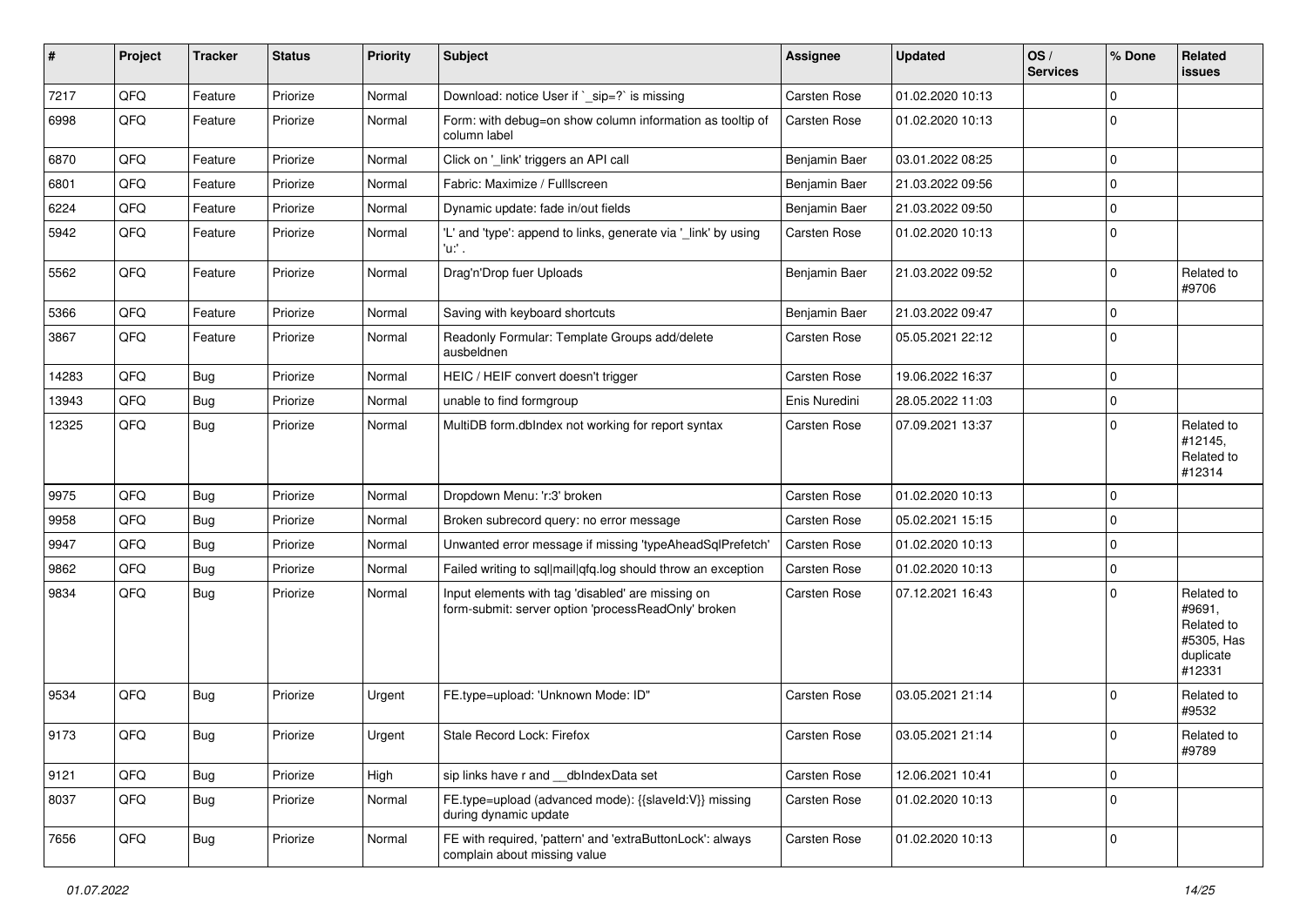| # | Project | Tracker | Status | Priority | Subject | Assignee | Updated | OS / Services | % Done | Related issues |
|---|---|---|---|---|---|---|---|---|---|---|
| 7217 | QFQ | Feature | Priorize | Normal | Download: notice User if `_sip=?` is missing | Carsten Rose | 01.02.2020 10:13 | | 0 | |
| 6998 | QFQ | Feature | Priorize | Normal | Form: with debug=on show column information as tooltip of column label | Carsten Rose | 01.02.2020 10:13 | | 0 | |
| 6870 | QFQ | Feature | Priorize | Normal | Click on '_link' triggers an API call | Benjamin Baer | 03.01.2022 08:25 | | 0 | |
| 6801 | QFQ | Feature | Priorize | Normal | Fabric: Maximize / Fulllscreen | Benjamin Baer | 21.03.2022 09:56 | | 0 | |
| 6224 | QFQ | Feature | Priorize | Normal | Dynamic update: fade in/out fields | Benjamin Baer | 21.03.2022 09:50 | | 0 | |
| 5942 | QFQ | Feature | Priorize | Normal | 'L' and 'type': append to links, generate via '_link' by using 'u:' . | Carsten Rose | 01.02.2020 10:13 | | 0 | |
| 5562 | QFQ | Feature | Priorize | Normal | Drag'n'Drop fuer Uploads | Benjamin Baer | 21.03.2022 09:52 | | 0 | Related to #9706 |
| 5366 | QFQ | Feature | Priorize | Normal | Saving with keyboard shortcuts | Benjamin Baer | 21.03.2022 09:47 | | 0 | |
| 3867 | QFQ | Feature | Priorize | Normal | Readonly Formular: Template Groups add/delete ausbeldnen | Carsten Rose | 05.05.2021 22:12 | | 0 | |
| 14283 | QFQ | Bug | Priorize | Normal | HEIC / HEIF convert doesn't trigger | Carsten Rose | 19.06.2022 16:37 | | 0 | |
| 13943 | QFQ | Bug | Priorize | Normal | unable to find formgroup | Enis Nuredini | 28.05.2022 11:03 | | 0 | |
| 12325 | QFQ | Bug | Priorize | Normal | MultiDB form.dbIndex not working for report syntax | Carsten Rose | 07.09.2021 13:37 | | 0 | Related to #12145, Related to #12314 |
| 9975 | QFQ | Bug | Priorize | Normal | Dropdown Menu: 'r:3' broken | Carsten Rose | 01.02.2020 10:13 | | 0 | |
| 9958 | QFQ | Bug | Priorize | Normal | Broken subrecord query: no error message | Carsten Rose | 05.02.2021 15:15 | | 0 | |
| 9947 | QFQ | Bug | Priorize | Normal | Unwanted error message if missing 'typeAheadSqlPrefetch' | Carsten Rose | 01.02.2020 10:13 | | 0 | |
| 9862 | QFQ | Bug | Priorize | Normal | Failed writing to sql\|mail\|qfq.log should throw an exception | Carsten Rose | 01.02.2020 10:13 | | 0 | |
| 9834 | QFQ | Bug | Priorize | Normal | Input elements with tag 'disabled' are missing on form-submit: server option 'processReadOnly' broken | Carsten Rose | 07.12.2021 16:43 | | 0 | Related to #9691, Related to #5305, Has duplicate #12331 |
| 9534 | QFQ | Bug | Priorize | Urgent | FE.type=upload: 'Unknown Mode: ID" | Carsten Rose | 03.05.2021 21:14 | | 0 | Related to #9532 |
| 9173 | QFQ | Bug | Priorize | Urgent | Stale Record Lock: Firefox | Carsten Rose | 03.05.2021 21:14 | | 0 | Related to #9789 |
| 9121 | QFQ | Bug | Priorize | High | sip links have r and __dbIndexData set | Carsten Rose | 12.06.2021 10:41 | | 0 | |
| 8037 | QFQ | Bug | Priorize | Normal | FE.type=upload (advanced mode): {{slaveId:V}} missing during dynamic update | Carsten Rose | 01.02.2020 10:13 | | 0 | |
| 7656 | QFQ | Bug | Priorize | Normal | FE with required, 'pattern' and 'extraButtonLock': always complain about missing value | Carsten Rose | 01.02.2020 10:13 | | 0 | |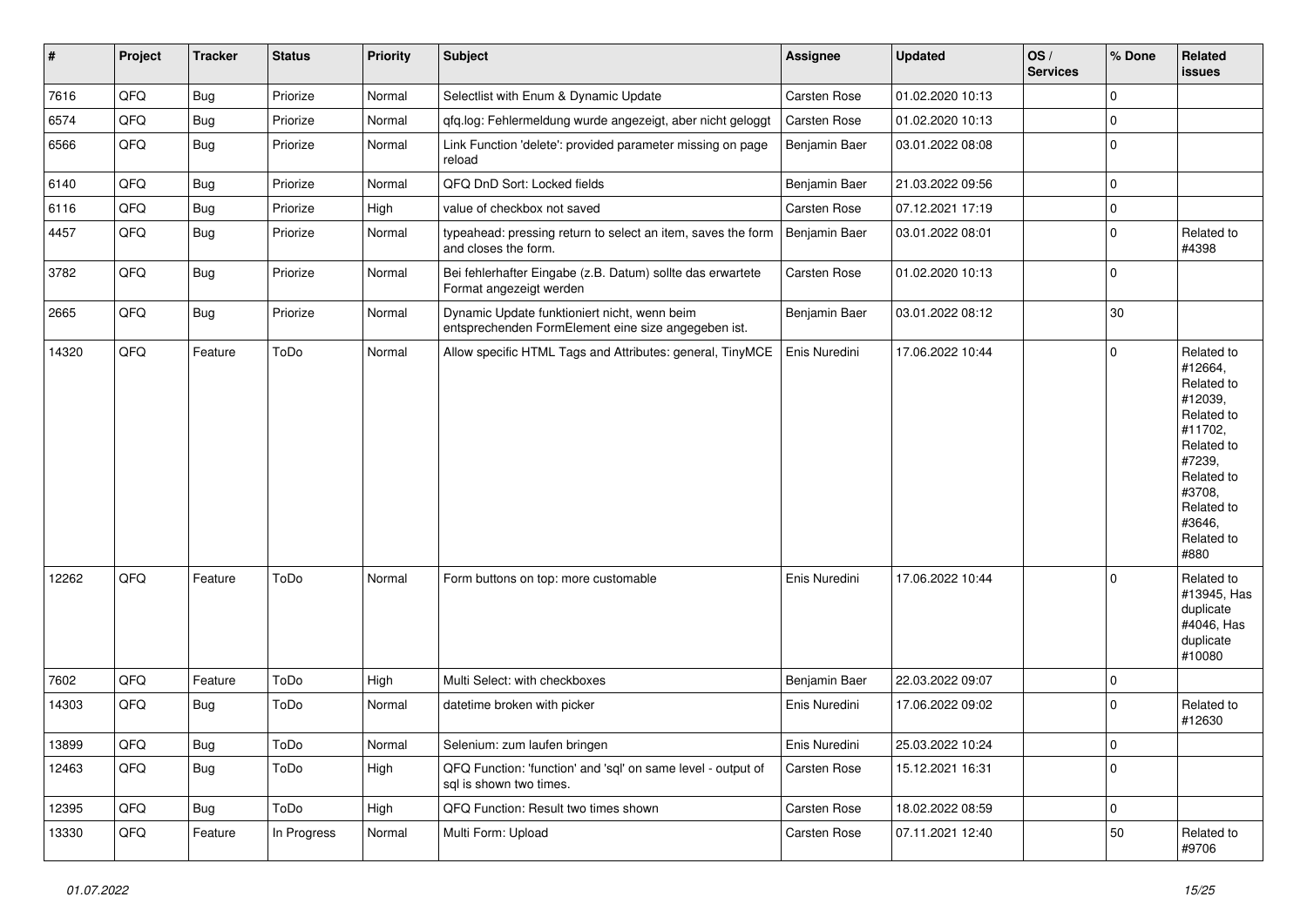| # | Project | Tracker | Status | Priority | Subject | Assignee | Updated | OS / Services | % Done | Related issues |
|---|---|---|---|---|---|---|---|---|---|---|
| 7616 | QFQ | Bug | Priorize | Normal | Selectlist with Enum & Dynamic Update | Carsten Rose | 01.02.2020 10:13 | | 0 | |
| 6574 | QFQ | Bug | Priorize | Normal | qfq.log: Fehlermeldung wurde angezeigt, aber nicht geloggt | Carsten Rose | 01.02.2020 10:13 | | 0 | |
| 6566 | QFQ | Bug | Priorize | Normal | Link Function 'delete': provided parameter missing on page reload | Benjamin Baer | 03.01.2022 08:08 | | 0 | |
| 6140 | QFQ | Bug | Priorize | Normal | QFQ DnD Sort: Locked fields | Benjamin Baer | 21.03.2022 09:56 | | 0 | |
| 6116 | QFQ | Bug | Priorize | High | value of checkbox not saved | Carsten Rose | 07.12.2021 17:19 | | 0 | |
| 4457 | QFQ | Bug | Priorize | Normal | typeahead: pressing return to select an item, saves the form and closes the form. | Benjamin Baer | 03.01.2022 08:01 | | 0 | Related to #4398 |
| 3782 | QFQ | Bug | Priorize | Normal | Bei fehlerhafter Eingabe (z.B. Datum) sollte das erwartete Format angezeigt werden | Carsten Rose | 01.02.2020 10:13 | | 0 | |
| 2665 | QFQ | Bug | Priorize | Normal | Dynamic Update funktioniert nicht, wenn beim entsprechenden FormElement eine size angegeben ist. | Benjamin Baer | 03.01.2022 08:12 | | 30 | |
| 14320 | QFQ | Feature | ToDo | Normal | Allow specific HTML Tags and Attributes: general, TinyMCE | Enis Nuredini | 17.06.2022 10:44 | | 0 | Related to #12664, Related to #12039, Related to #11702, Related to #7239, Related to #3708, Related to #3646, Related to #880 |
| 12262 | QFQ | Feature | ToDo | Normal | Form buttons on top: more customable | Enis Nuredini | 17.06.2022 10:44 | | 0 | Related to #13945, Has duplicate #4046, Has duplicate #10080 |
| 7602 | QFQ | Feature | ToDo | High | Multi Select: with checkboxes | Benjamin Baer | 22.03.2022 09:07 | | 0 | |
| 14303 | QFQ | Bug | ToDo | Normal | datetime broken with picker | Enis Nuredini | 17.06.2022 09:02 | | 0 | Related to #12630 |
| 13899 | QFQ | Bug | ToDo | Normal | Selenium: zum laufen bringen | Enis Nuredini | 25.03.2022 10:24 | | 0 | |
| 12463 | QFQ | Bug | ToDo | High | QFQ Function: 'function' and 'sql' on same level - output of sql is shown two times. | Carsten Rose | 15.12.2021 16:31 | | 0 | |
| 12395 | QFQ | Bug | ToDo | High | QFQ Function: Result two times shown | Carsten Rose | 18.02.2022 08:59 | | 0 | |
| 13330 | QFQ | Feature | In Progress | Normal | Multi Form: Upload | Carsten Rose | 07.11.2021 12:40 | | 50 | Related to #9706 |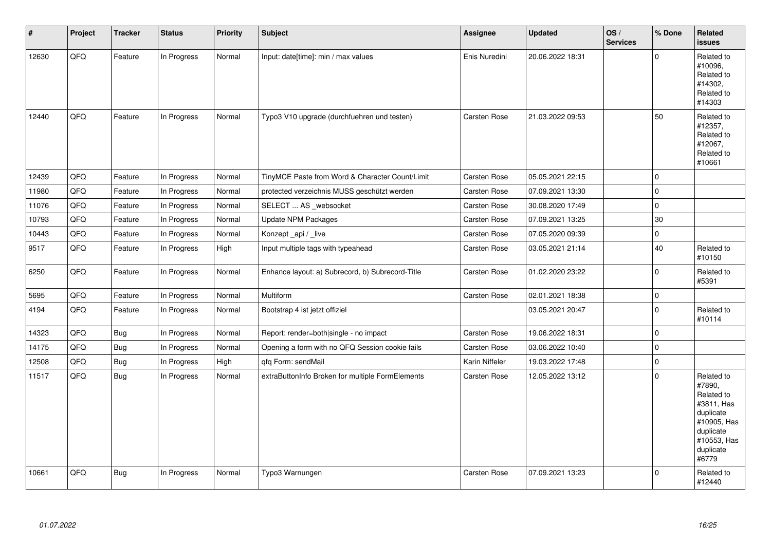| # | Project | Tracker | Status | Priority | Subject | Assignee | Updated | OS / Services | % Done | Related issues |
|---|---|---|---|---|---|---|---|---|---|---|
| 12630 | QFQ | Feature | In Progress | Normal | Input: date[time]: min / max values | Enis Nuredini | 20.06.2022 18:31 | | 0 | Related to #10096, Related to #14302, Related to #14303 |
| 12440 | QFQ | Feature | In Progress | Normal | Typo3 V10 upgrade (durchfuehren und testen) | Carsten Rose | 21.03.2022 09:53 | | 50 | Related to #12357, Related to #12067, Related to #10661 |
| 12439 | QFQ | Feature | In Progress | Normal | TinyMCE Paste from Word & Character Count/Limit | Carsten Rose | 05.05.2021 22:15 | | 0 | |
| 11980 | QFQ | Feature | In Progress | Normal | protected verzeichnis MUSS geschützt werden | Carsten Rose | 07.09.2021 13:30 | | 0 | |
| 11076 | QFQ | Feature | In Progress | Normal | SELECT ... AS _websocket | Carsten Rose | 30.08.2020 17:49 | | 0 | |
| 10793 | QFQ | Feature | In Progress | Normal | Update NPM Packages | Carsten Rose | 07.09.2021 13:25 | | 30 | |
| 10443 | QFQ | Feature | In Progress | Normal | Konzept _api / _live | Carsten Rose | 07.05.2020 09:39 | | 0 | |
| 9517 | QFQ | Feature | In Progress | High | Input multiple tags with typeahead | Carsten Rose | 03.05.2021 21:14 | | 40 | Related to #10150 |
| 6250 | QFQ | Feature | In Progress | Normal | Enhance layout: a) Subrecord, b) Subrecord-Title | Carsten Rose | 01.02.2020 23:22 | | 0 | Related to #5391 |
| 5695 | QFQ | Feature | In Progress | Normal | Multiform | Carsten Rose | 02.01.2021 18:38 | | 0 | |
| 4194 | QFQ | Feature | In Progress | Normal | Bootstrap 4 ist jetzt offiziel | | 03.05.2021 20:47 | | 0 | Related to #10114 |
| 14323 | QFQ | Bug | In Progress | Normal | Report: render=both\|single - no impact | Carsten Rose | 19.06.2022 18:31 | | 0 | |
| 14175 | QFQ | Bug | In Progress | Normal | Opening a form with no QFQ Session cookie fails | Carsten Rose | 03.06.2022 10:40 | | 0 | |
| 12508 | QFQ | Bug | In Progress | High | qfq Form: sendMail | Karin Niffeler | 19.03.2022 17:48 | | 0 | |
| 11517 | QFQ | Bug | In Progress | Normal | extraButtonInfo Broken for multiple FormElements | Carsten Rose | 12.05.2022 13:12 | | 0 | Related to #7890, Related to #3811, Has duplicate #10905, Has duplicate #10553, Has duplicate #6779 |
| 10661 | QFQ | Bug | In Progress | Normal | Typo3 Warnungen | Carsten Rose | 07.09.2021 13:23 | | 0 | Related to #12440 |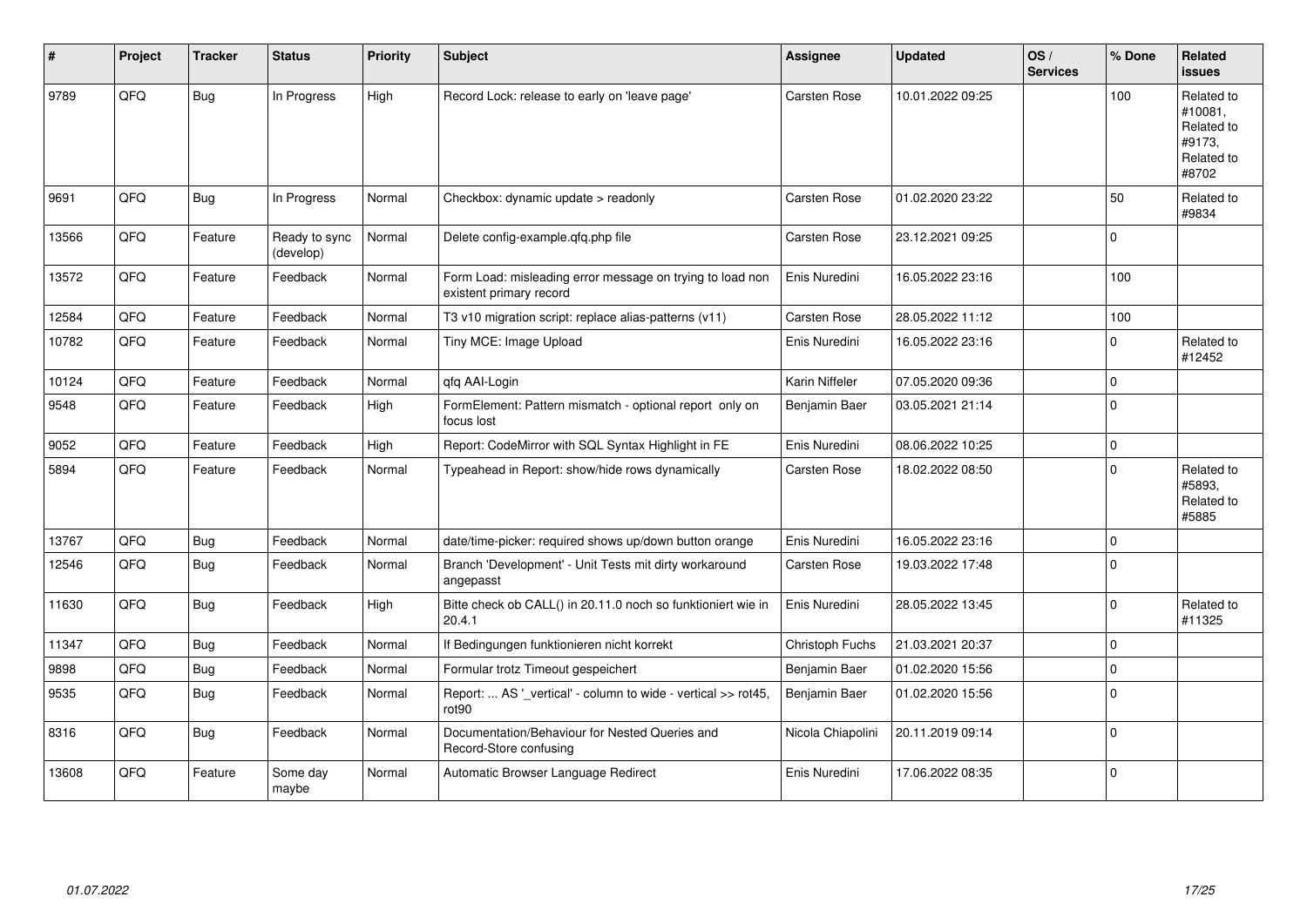| # | Project | Tracker | Status | Priority | Subject | Assignee | Updated | OS / Services | % Done | Related issues |
|---|---|---|---|---|---|---|---|---|---|---|
| 9789 | QFQ | Bug | In Progress | High | Record Lock: release to early on 'leave page' | Carsten Rose | 10.01.2022 09:25 | | 100 | Related to #10081, Related to #9173, Related to #8702 |
| 9691 | QFQ | Bug | In Progress | Normal | Checkbox: dynamic update > readonly | Carsten Rose | 01.02.2020 23:22 | | 50 | Related to #9834 |
| 13566 | QFQ | Feature | Ready to sync (develop) | Normal | Delete config-example.qfq.php file | Carsten Rose | 23.12.2021 09:25 | | 0 | |
| 13572 | QFQ | Feature | Feedback | Normal | Form Load: misleading error message on trying to load non existent primary record | Enis Nuredini | 16.05.2022 23:16 | | 100 | |
| 12584 | QFQ | Feature | Feedback | Normal | T3 v10 migration script: replace alias-patterns (v11) | Carsten Rose | 28.05.2022 11:12 | | 100 | |
| 10782 | QFQ | Feature | Feedback | Normal | Tiny MCE: Image Upload | Enis Nuredini | 16.05.2022 23:16 | | 0 | Related to #12452 |
| 10124 | QFQ | Feature | Feedback | Normal | qfq AAI-Login | Karin Niffeler | 07.05.2020 09:36 | | 0 | |
| 9548 | QFQ | Feature | Feedback | High | FormElement: Pattern mismatch - optional report only on focus lost | Benjamin Baer | 03.05.2021 21:14 | | 0 | |
| 9052 | QFQ | Feature | Feedback | High | Report: CodeMirror with SQL Syntax Highlight in FE | Enis Nuredini | 08.06.2022 10:25 | | 0 | |
| 5894 | QFQ | Feature | Feedback | Normal | Typeahead in Report: show/hide rows dynamically | Carsten Rose | 18.02.2022 08:50 | | 0 | Related to #5893, Related to #5885 |
| 13767 | QFQ | Bug | Feedback | Normal | date/time-picker: required shows up/down button orange | Enis Nuredini | 16.05.2022 23:16 | | 0 | |
| 12546 | QFQ | Bug | Feedback | Normal | Branch 'Development' - Unit Tests mit dirty workaround angepasst | Carsten Rose | 19.03.2022 17:48 | | 0 | |
| 11630 | QFQ | Bug | Feedback | High | Bitte check ob CALL() in 20.11.0 noch so funktioniert wie in 20.4.1 | Enis Nuredini | 28.05.2022 13:45 | | 0 | Related to #11325 |
| 11347 | QFQ | Bug | Feedback | Normal | If Bedingungen funktionieren nicht korrekt | Christoph Fuchs | 21.03.2021 20:37 | | 0 | |
| 9898 | QFQ | Bug | Feedback | Normal | Formular trotz Timeout gespeichert | Benjamin Baer | 01.02.2020 15:56 | | 0 | |
| 9535 | QFQ | Bug | Feedback | Normal | Report: ... AS '_vertical' - column to wide - vertical >> rot45, rot90 | Benjamin Baer | 01.02.2020 15:56 | | 0 | |
| 8316 | QFQ | Bug | Feedback | Normal | Documentation/Behaviour for Nested Queries and Record-Store confusing | Nicola Chiapolini | 20.11.2019 09:14 | | 0 | |
| 13608 | QFQ | Feature | Some day maybe | Normal | Automatic Browser Language Redirect | Enis Nuredini | 17.06.2022 08:35 | | 0 | |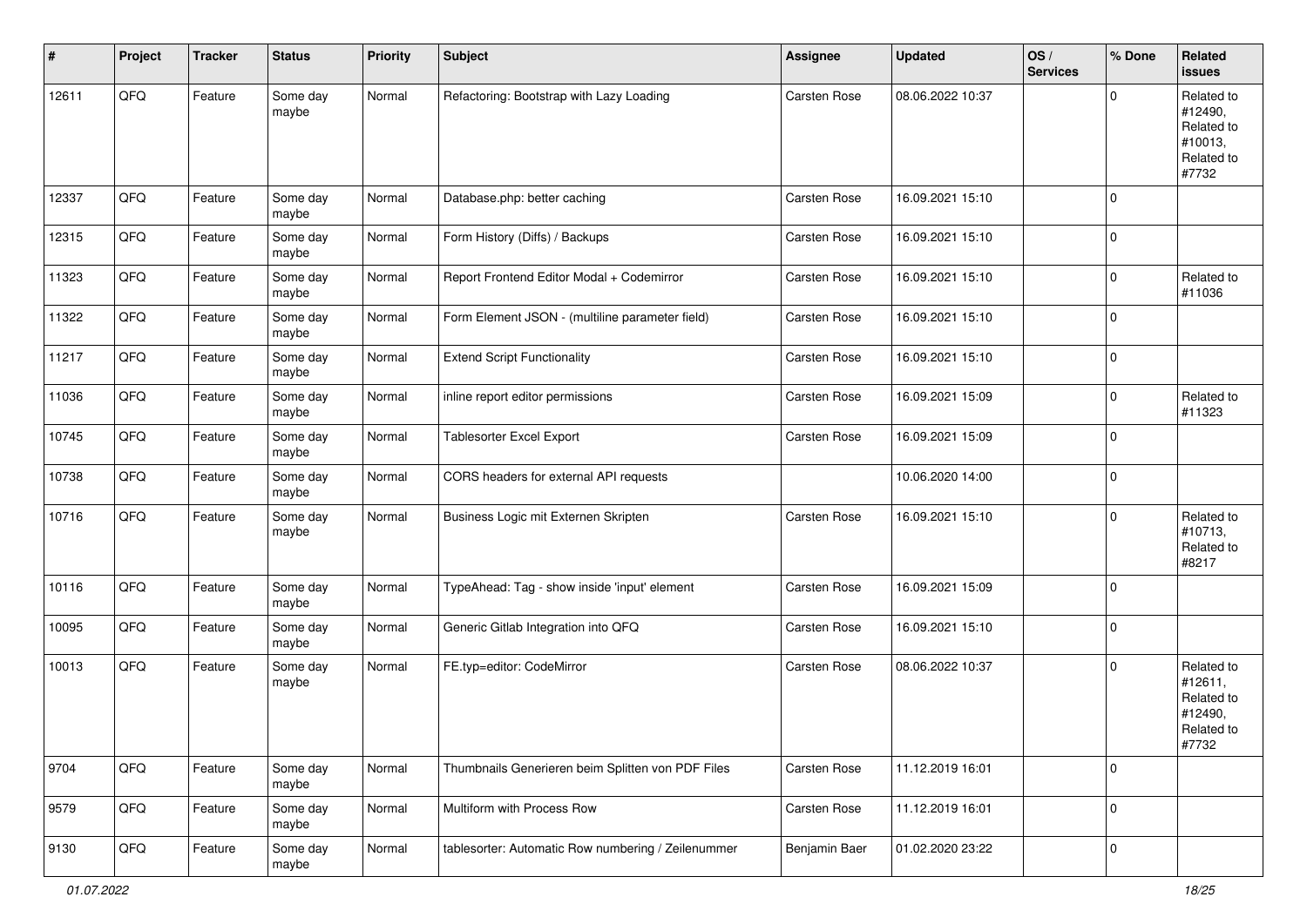| # | Project | Tracker | Status | Priority | Subject | Assignee | Updated | OS / Services | % Done | Related issues |
|---|---|---|---|---|---|---|---|---|---|---|
| 12611 | QFQ | Feature | Some day maybe | Normal | Refactoring: Bootstrap with Lazy Loading | Carsten Rose | 08.06.2022 10:37 | | 0 | Related to #12490, Related to #10013, Related to #7732 |
| 12337 | QFQ | Feature | Some day maybe | Normal | Database.php: better caching | Carsten Rose | 16.09.2021 15:10 | | 0 | |
| 12315 | QFQ | Feature | Some day maybe | Normal | Form History (Diffs) / Backups | Carsten Rose | 16.09.2021 15:10 | | 0 | |
| 11323 | QFQ | Feature | Some day maybe | Normal | Report Frontend Editor Modal + Codemirror | Carsten Rose | 16.09.2021 15:10 | | 0 | Related to #11036 |
| 11322 | QFQ | Feature | Some day maybe | Normal | Form Element JSON - (multiline parameter field) | Carsten Rose | 16.09.2021 15:10 | | 0 | |
| 11217 | QFQ | Feature | Some day maybe | Normal | Extend Script Functionality | Carsten Rose | 16.09.2021 15:10 | | 0 | |
| 11036 | QFQ | Feature | Some day maybe | Normal | inline report editor permissions | Carsten Rose | 16.09.2021 15:09 | | 0 | Related to #11323 |
| 10745 | QFQ | Feature | Some day maybe | Normal | Tablesorter Excel Export | Carsten Rose | 16.09.2021 15:09 | | 0 | |
| 10738 | QFQ | Feature | Some day maybe | Normal | CORS headers for external API requests | | 10.06.2020 14:00 | | 0 | |
| 10716 | QFQ | Feature | Some day maybe | Normal | Business Logic mit Externen Skripten | Carsten Rose | 16.09.2021 15:10 | | 0 | Related to #10713, Related to #8217 |
| 10116 | QFQ | Feature | Some day maybe | Normal | TypeAhead: Tag - show inside 'input' element | Carsten Rose | 16.09.2021 15:09 | | 0 | |
| 10095 | QFQ | Feature | Some day maybe | Normal | Generic Gitlab Integration into QFQ | Carsten Rose | 16.09.2021 15:10 | | 0 | |
| 10013 | QFQ | Feature | Some day maybe | Normal | FE.typ=editor: CodeMirror | Carsten Rose | 08.06.2022 10:37 | | 0 | Related to #12611, Related to #12490, Related to #7732 |
| 9704 | QFQ | Feature | Some day maybe | Normal | Thumbnails Generieren beim Splitten von PDF Files | Carsten Rose | 11.12.2019 16:01 | | 0 | |
| 9579 | QFQ | Feature | Some day maybe | Normal | Multiform with Process Row | Carsten Rose | 11.12.2019 16:01 | | 0 | |
| 9130 | QFQ | Feature | Some day maybe | Normal | tablesorter: Automatic Row numbering / Zeilenummer | Benjamin Baer | 01.02.2020 23:22 | | 0 | |

*01.07.2022*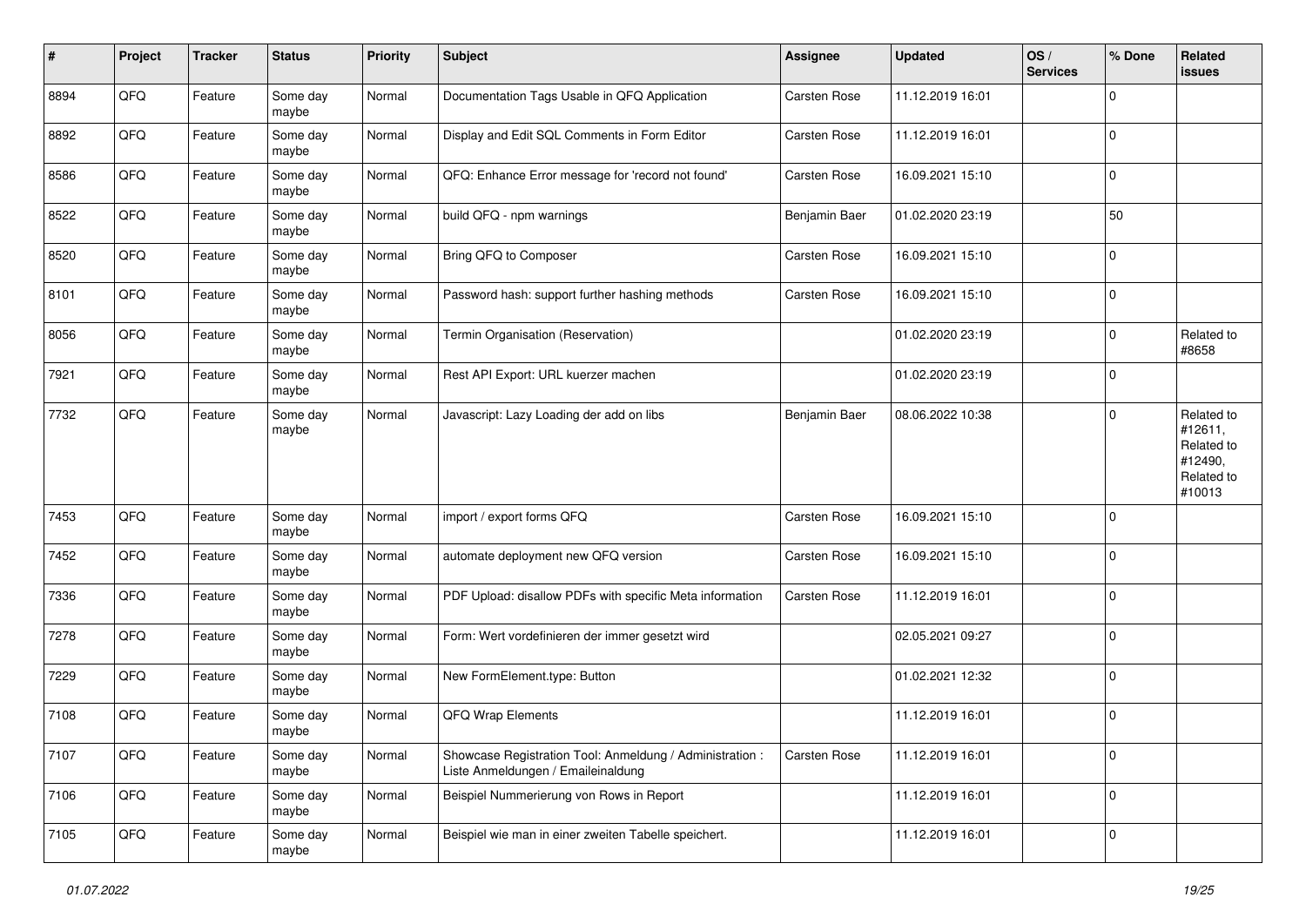| # | Project | Tracker | Status | Priority | Subject | Assignee | Updated | OS / Services | % Done | Related issues |
|---|---|---|---|---|---|---|---|---|---|---|
| 8894 | QFQ | Feature | Some day maybe | Normal | Documentation Tags Usable in QFQ Application | Carsten Rose | 11.12.2019 16:01 | | 0 | |
| 8892 | QFQ | Feature | Some day maybe | Normal | Display and Edit SQL Comments in Form Editor | Carsten Rose | 11.12.2019 16:01 | | 0 | |
| 8586 | QFQ | Feature | Some day maybe | Normal | QFQ: Enhance Error message for 'record not found' | Carsten Rose | 16.09.2021 15:10 | | 0 | |
| 8522 | QFQ | Feature | Some day maybe | Normal | build QFQ - npm warnings | Benjamin Baer | 01.02.2020 23:19 | | 50 | |
| 8520 | QFQ | Feature | Some day maybe | Normal | Bring QFQ to Composer | Carsten Rose | 16.09.2021 15:10 | | 0 | |
| 8101 | QFQ | Feature | Some day maybe | Normal | Password hash: support further hashing methods | Carsten Rose | 16.09.2021 15:10 | | 0 | |
| 8056 | QFQ | Feature | Some day maybe | Normal | Termin Organisation (Reservation) | | 01.02.2020 23:19 | | 0 | Related to #8658 |
| 7921 | QFQ | Feature | Some day maybe | Normal | Rest API Export: URL kuerzer machen | | 01.02.2020 23:19 | | 0 | |
| 7732 | QFQ | Feature | Some day maybe | Normal | Javascript: Lazy Loading der add on libs | Benjamin Baer | 08.06.2022 10:38 | | 0 | Related to #12611, Related to #12490, Related to #10013 |
| 7453 | QFQ | Feature | Some day maybe | Normal | import / export forms QFQ | Carsten Rose | 16.09.2021 15:10 | | 0 | |
| 7452 | QFQ | Feature | Some day maybe | Normal | automate deployment new QFQ version | Carsten Rose | 16.09.2021 15:10 | | 0 | |
| 7336 | QFQ | Feature | Some day maybe | Normal | PDF Upload: disallow PDFs with specific Meta information | Carsten Rose | 11.12.2019 16:01 | | 0 | |
| 7278 | QFQ | Feature | Some day maybe | Normal | Form: Wert vordefinieren der immer gesetzt wird | | 02.05.2021 09:27 | | 0 | |
| 7229 | QFQ | Feature | Some day maybe | Normal | New FormElement.type: Button | | 01.02.2021 12:32 | | 0 | |
| 7108 | QFQ | Feature | Some day maybe | Normal | QFQ Wrap Elements | | 11.12.2019 16:01 | | 0 | |
| 7107 | QFQ | Feature | Some day maybe | Normal | Showcase Registration Tool: Anmeldung / Administration : Liste Anmeldungen / Emaileinaldung | Carsten Rose | 11.12.2019 16:01 | | 0 | |
| 7106 | QFQ | Feature | Some day maybe | Normal | Beispiel Nummerierung von Rows in Report | | 11.12.2019 16:01 | | 0 | |
| 7105 | QFQ | Feature | Some day maybe | Normal | Beispiel wie man in einer zweiten Tabelle speichert. | | 11.12.2019 16:01 | | 0 | |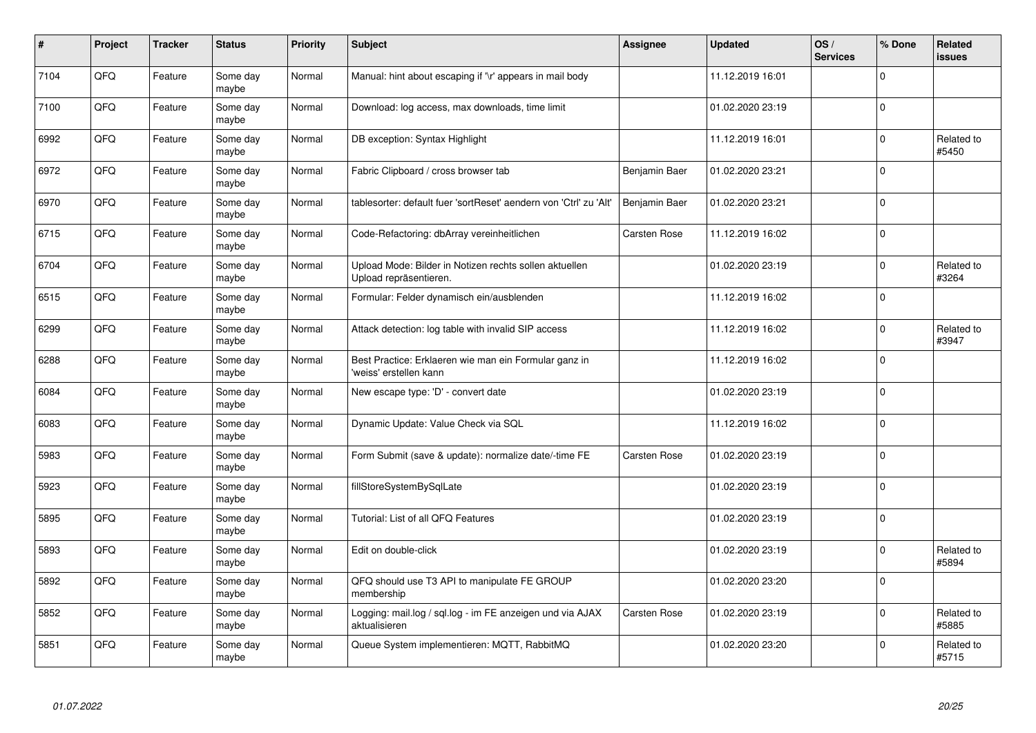| # | Project | Tracker | Status | Priority | Subject | Assignee | Updated | OS / Services | % Done | Related issues |
|---|---|---|---|---|---|---|---|---|---|---|
| 7104 | QFQ | Feature | Some day maybe | Normal | Manual: hint about escaping if '\r' appears in mail body | | 11.12.2019 16:01 | | 0 | |
| 7100 | QFQ | Feature | Some day maybe | Normal | Download: log access, max downloads, time limit | | 01.02.2020 23:19 | | 0 | |
| 6992 | QFQ | Feature | Some day maybe | Normal | DB exception: Syntax Highlight | | 11.12.2019 16:01 | | 0 | Related to #5450 |
| 6972 | QFQ | Feature | Some day maybe | Normal | Fabric Clipboard / cross browser tab | Benjamin Baer | 01.02.2020 23:21 | | 0 | |
| 6970 | QFQ | Feature | Some day maybe | Normal | tablesorter: default fuer 'sortReset' aendern von 'Ctrl' zu 'Alt' | Benjamin Baer | 01.02.2020 23:21 | | 0 | |
| 6715 | QFQ | Feature | Some day maybe | Normal | Code-Refactoring: dbArray vereinheitlichen | Carsten Rose | 11.12.2019 16:02 | | 0 | |
| 6704 | QFQ | Feature | Some day maybe | Normal | Upload Mode: Bilder in Notizen rechts sollen aktuellen Upload repräsentieren. | | 01.02.2020 23:19 | | 0 | Related to #3264 |
| 6515 | QFQ | Feature | Some day maybe | Normal | Formular: Felder dynamisch ein/ausblenden | | 11.12.2019 16:02 | | 0 | |
| 6299 | QFQ | Feature | Some day maybe | Normal | Attack detection: log table with invalid SIP access | | 11.12.2019 16:02 | | 0 | Related to #3947 |
| 6288 | QFQ | Feature | Some day maybe | Normal | Best Practice: Erklaeren wie man ein Formular ganz in 'weiss' erstellen kann | | 11.12.2019 16:02 | | 0 | |
| 6084 | QFQ | Feature | Some day maybe | Normal | New escape type: 'D' - convert date | | 01.02.2020 23:19 | | 0 | |
| 6083 | QFQ | Feature | Some day maybe | Normal | Dynamic Update: Value Check via SQL | | 11.12.2019 16:02 | | 0 | |
| 5983 | QFQ | Feature | Some day maybe | Normal | Form Submit (save & update): normalize date/-time FE | Carsten Rose | 01.02.2020 23:19 | | 0 | |
| 5923 | QFQ | Feature | Some day maybe | Normal | fillStoreSystemBySqlLate | | 01.02.2020 23:19 | | 0 | |
| 5895 | QFQ | Feature | Some day maybe | Normal | Tutorial: List of all QFQ Features | | 01.02.2020 23:19 | | 0 | |
| 5893 | QFQ | Feature | Some day maybe | Normal | Edit on double-click | | 01.02.2020 23:19 | | 0 | Related to #5894 |
| 5892 | QFQ | Feature | Some day maybe | Normal | QFQ should use T3 API to manipulate FE GROUP membership | | 01.02.2020 23:20 | | 0 | |
| 5852 | QFQ | Feature | Some day maybe | Normal | Logging: mail.log / sql.log - im FE anzeigen und via AJAX aktualisieren | Carsten Rose | 01.02.2020 23:19 | | 0 | Related to #5885 |
| 5851 | QFQ | Feature | Some day maybe | Normal | Queue System implementieren: MQTT, RabbitMQ | | 01.02.2020 23:20 | | 0 | Related to #5715 |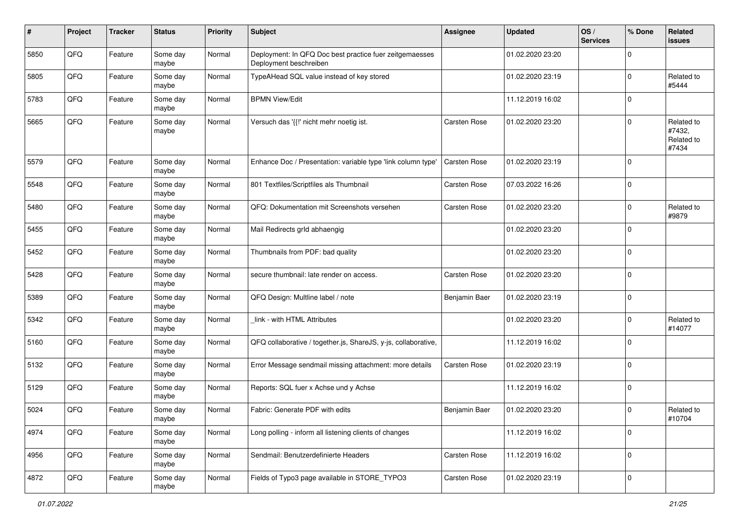| # | Project | Tracker | Status | Priority | Subject | Assignee | Updated | OS / Services | % Done | Related issues |
|---|---|---|---|---|---|---|---|---|---|---|
| 5850 | QFQ | Feature | Some day maybe | Normal | Deployment: In QFQ Doc best practice fuer zeitgemaesses Deployment beschreiben | | 01.02.2020 23:20 | | 0 | |
| 5805 | QFQ | Feature | Some day maybe | Normal | TypeAHead SQL value instead of key stored | | 01.02.2020 23:19 | | 0 | Related to #5444 |
| 5783 | QFQ | Feature | Some day maybe | Normal | BPMN View/Edit | | 11.12.2019 16:02 | | 0 | |
| 5665 | QFQ | Feature | Some day maybe | Normal | Versuch das '{{!' nicht mehr noetig ist. | Carsten Rose | 01.02.2020 23:20 | | 0 | Related to #7432, Related to #7434 |
| 5579 | QFQ | Feature | Some day maybe | Normal | Enhance Doc / Presentation: variable type 'link column type' | Carsten Rose | 01.02.2020 23:19 | | 0 | |
| 5548 | QFQ | Feature | Some day maybe | Normal | 801 Textfiles/Scriptfiles als Thumbnail | Carsten Rose | 07.03.2022 16:26 | | 0 | |
| 5480 | QFQ | Feature | Some day maybe | Normal | QFQ: Dokumentation mit Screenshots versehen | Carsten Rose | 01.02.2020 23:20 | | 0 | Related to #9879 |
| 5455 | QFQ | Feature | Some day maybe | Normal | Mail Redirects grId abhaengig | | 01.02.2020 23:20 | | 0 | |
| 5452 | QFQ | Feature | Some day maybe | Normal | Thumbnails from PDF: bad quality | | 01.02.2020 23:20 | | 0 | |
| 5428 | QFQ | Feature | Some day maybe | Normal | secure thumbnail: late render on access. | Carsten Rose | 01.02.2020 23:20 | | 0 | |
| 5389 | QFQ | Feature | Some day maybe | Normal | QFQ Design: Multline label / note | Benjamin Baer | 01.02.2020 23:19 | | 0 | |
| 5342 | QFQ | Feature | Some day maybe | Normal | _link - with HTML Attributes | | 01.02.2020 23:20 | | 0 | Related to #14077 |
| 5160 | QFQ | Feature | Some day maybe | Normal | QFQ collaborative / together.js, ShareJS, y-js, collaborative, | | 11.12.2019 16:02 | | 0 | |
| 5132 | QFQ | Feature | Some day maybe | Normal | Error Message sendmail missing attachment: more details | Carsten Rose | 01.02.2020 23:19 | | 0 | |
| 5129 | QFQ | Feature | Some day maybe | Normal | Reports: SQL fuer x Achse und y Achse | | 11.12.2019 16:02 | | 0 | |
| 5024 | QFQ | Feature | Some day maybe | Normal | Fabric: Generate PDF with edits | Benjamin Baer | 01.02.2020 23:20 | | 0 | Related to #10704 |
| 4974 | QFQ | Feature | Some day maybe | Normal | Long polling - inform all listening clients of changes | | 11.12.2019 16:02 | | 0 | |
| 4956 | QFQ | Feature | Some day maybe | Normal | Sendmail: Benutzerdefinierte Headers | Carsten Rose | 11.12.2019 16:02 | | 0 | |
| 4872 | QFQ | Feature | Some day maybe | Normal | Fields of Typo3 page available in STORE_TYPO3 | Carsten Rose | 01.02.2020 23:19 | | 0 | |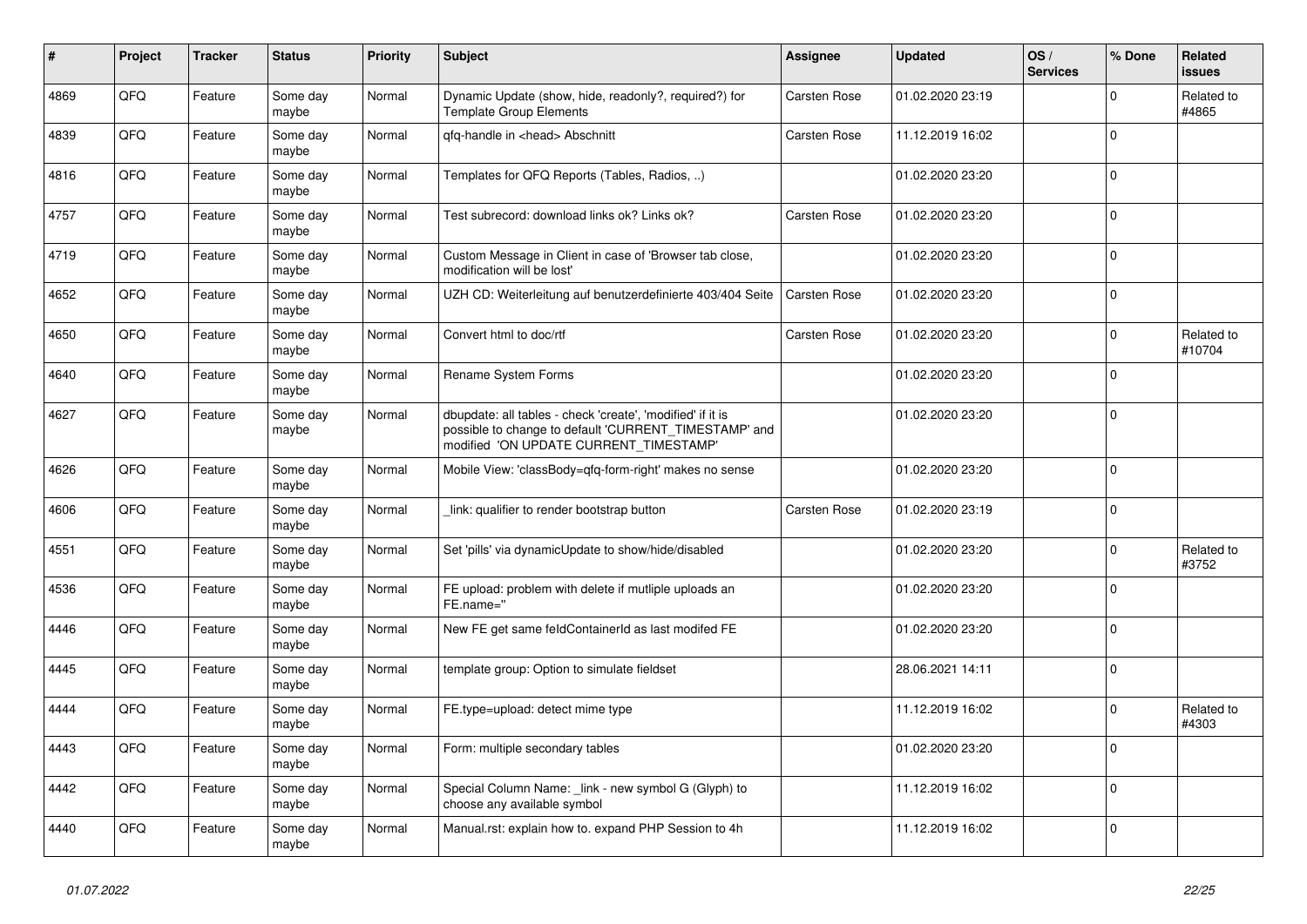| # | Project | Tracker | Status | Priority | Subject | Assignee | Updated | OS / Services | % Done | Related issues |
|---|---|---|---|---|---|---|---|---|---|---|
| 4869 | QFQ | Feature | Some day maybe | Normal | Dynamic Update (show, hide, readonly?, required?) for Template Group Elements | Carsten Rose | 01.02.2020 23:19 | | 0 | Related to #4865 |
| 4839 | QFQ | Feature | Some day maybe | Normal | qfq-handle in <head> Abschnitt | Carsten Rose | 11.12.2019 16:02 | | 0 | |
| 4816 | QFQ | Feature | Some day maybe | Normal | Templates for QFQ Reports (Tables, Radios, ..) | | 01.02.2020 23:20 | | 0 | |
| 4757 | QFQ | Feature | Some day maybe | Normal | Test subrecord: download links ok? Links ok? | Carsten Rose | 01.02.2020 23:20 | | 0 | |
| 4719 | QFQ | Feature | Some day maybe | Normal | Custom Message in Client in case of 'Browser tab close, modification will be lost' | | 01.02.2020 23:20 | | 0 | |
| 4652 | QFQ | Feature | Some day maybe | Normal | UZH CD: Weiterleitung auf benutzerdefinierte 403/404 Seite | Carsten Rose | 01.02.2020 23:20 | | 0 | |
| 4650 | QFQ | Feature | Some day maybe | Normal | Convert html to doc/rtf | Carsten Rose | 01.02.2020 23:20 | | 0 | Related to #10704 |
| 4640 | QFQ | Feature | Some day maybe | Normal | Rename System Forms | | 01.02.2020 23:20 | | 0 | |
| 4627 | QFQ | Feature | Some day maybe | Normal | dbupdate: all tables - check 'create', 'modified' if it is possible to change to default 'CURRENT_TIMESTAMP' and modified 'ON UPDATE CURRENT_TIMESTAMP' | | 01.02.2020 23:20 | | 0 | |
| 4626 | QFQ | Feature | Some day maybe | Normal | Mobile View: 'classBody=qfq-form-right' makes no sense | | 01.02.2020 23:20 | | 0 | |
| 4606 | QFQ | Feature | Some day maybe | Normal | _link: qualifier to render bootstrap button | Carsten Rose | 01.02.2020 23:19 | | 0 | |
| 4551 | QFQ | Feature | Some day maybe | Normal | Set 'pills' via dynamicUpdate to show/hide/disabled | | 01.02.2020 23:20 | | 0 | Related to #3752 |
| 4536 | QFQ | Feature | Some day maybe | Normal | FE upload: problem with delete if mutliple uploads an FE.name='' | | 01.02.2020 23:20 | | 0 | |
| 4446 | QFQ | Feature | Some day maybe | Normal | New FE get same feldContainerId as last modifed FE | | 01.02.2020 23:20 | | 0 | |
| 4445 | QFQ | Feature | Some day maybe | Normal | template group: Option to simulate fieldset | | 28.06.2021 14:11 | | 0 | |
| 4444 | QFQ | Feature | Some day maybe | Normal | FE.type=upload: detect mime type | | 11.12.2019 16:02 | | 0 | Related to #4303 |
| 4443 | QFQ | Feature | Some day maybe | Normal | Form: multiple secondary tables | | 01.02.2020 23:20 | | 0 | |
| 4442 | QFQ | Feature | Some day maybe | Normal | Special Column Name: _link - new symbol G (Glyph) to choose any available symbol | | 11.12.2019 16:02 | | 0 | |
| 4440 | QFQ | Feature | Some day maybe | Normal | Manual.rst: explain how to. expand PHP Session to 4h | | 11.12.2019 16:02 | | 0 | |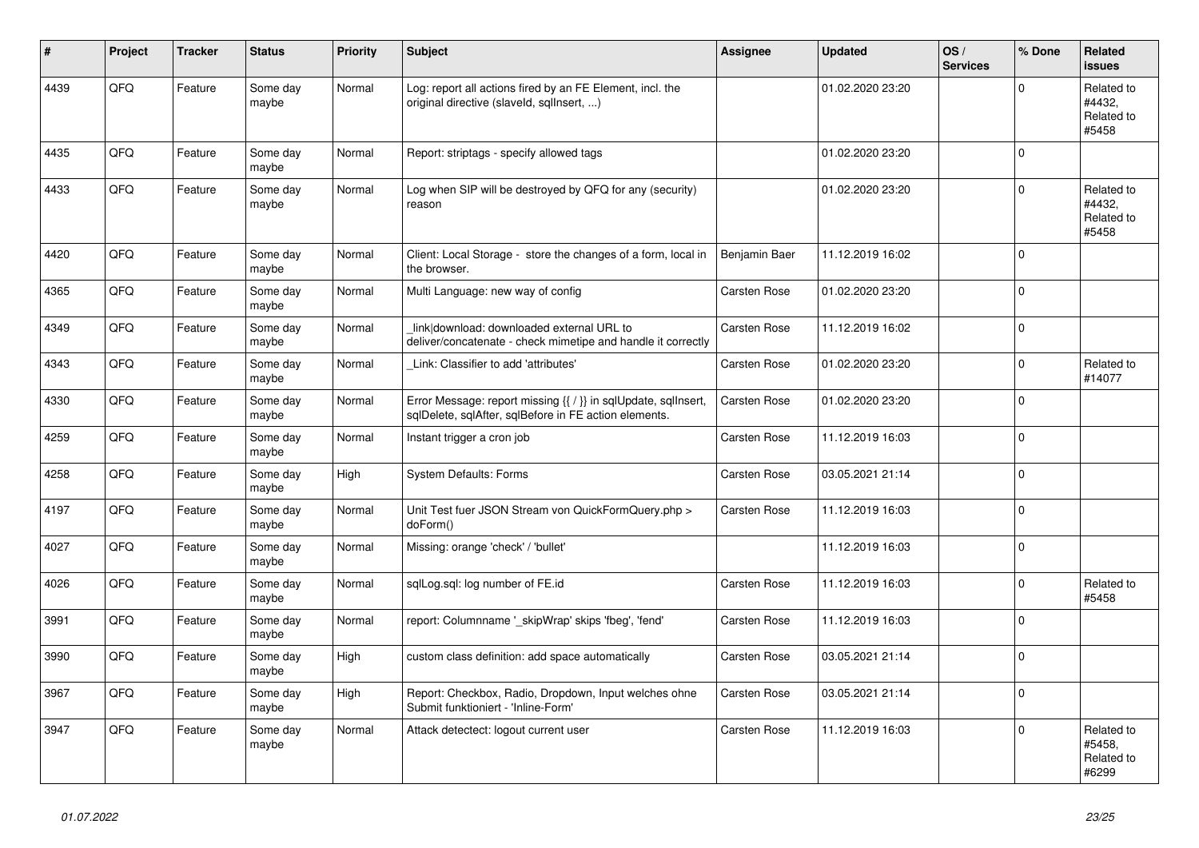| # | Project | Tracker | Status | Priority | Subject | Assignee | Updated | OS / Services | % Done | Related issues |
|---|---|---|---|---|---|---|---|---|---|---|
| 4439 | QFQ | Feature | Some day maybe | Normal | Log: report all actions fired by an FE Element, incl. the original directive (slaveId, sqlInsert, ...) | | 01.02.2020 23:20 | | 0 | Related to #4432, Related to #5458 |
| 4435 | QFQ | Feature | Some day maybe | Normal | Report: striptags - specify allowed tags | | 01.02.2020 23:20 | | 0 | |
| 4433 | QFQ | Feature | Some day maybe | Normal | Log when SIP will be destroyed by QFQ for any (security) reason | | 01.02.2020 23:20 | | 0 | Related to #4432, Related to #5458 |
| 4420 | QFQ | Feature | Some day maybe | Normal | Client: Local Storage - store the changes of a form, local in the browser. | Benjamin Baer | 11.12.2019 16:02 | | 0 | |
| 4365 | QFQ | Feature | Some day maybe | Normal | Multi Language: new way of config | Carsten Rose | 01.02.2020 23:20 | | 0 | |
| 4349 | QFQ | Feature | Some day maybe | Normal | _link\|download: downloaded external URL to deliver/concatenate - check mimetipe and handle it correctly | Carsten Rose | 11.12.2019 16:02 | | 0 | |
| 4343 | QFQ | Feature | Some day maybe | Normal | _Link: Classifier to add 'attributes' | Carsten Rose | 01.02.2020 23:20 | | 0 | Related to #14077 |
| 4330 | QFQ | Feature | Some day maybe | Normal | Error Message: report missing {{ / }} in sqlUpdate, sqlInsert, sqlDelete, sqlAfter, sqlBefore in FE action elements. | Carsten Rose | 01.02.2020 23:20 | | 0 | |
| 4259 | QFQ | Feature | Some day maybe | Normal | Instant trigger a cron job | Carsten Rose | 11.12.2019 16:03 | | 0 | |
| 4258 | QFQ | Feature | Some day maybe | High | System Defaults: Forms | Carsten Rose | 03.05.2021 21:14 | | 0 | |
| 4197 | QFQ | Feature | Some day maybe | Normal | Unit Test fuer JSON Stream von QuickFormQuery.php > doForm() | Carsten Rose | 11.12.2019 16:03 | | 0 | |
| 4027 | QFQ | Feature | Some day maybe | Normal | Missing: orange 'check' / 'bullet' | | 11.12.2019 16:03 | | 0 | |
| 4026 | QFQ | Feature | Some day maybe | Normal | sqlLog.sql: log number of FE.id | Carsten Rose | 11.12.2019 16:03 | | 0 | Related to #5458 |
| 3991 | QFQ | Feature | Some day maybe | Normal | report: Columnname '_skipWrap' skips 'fbeg', 'fend' | Carsten Rose | 11.12.2019 16:03 | | 0 | |
| 3990 | QFQ | Feature | Some day maybe | High | custom class definition: add space automatically | Carsten Rose | 03.05.2021 21:14 | | 0 | |
| 3967 | QFQ | Feature | Some day maybe | High | Report: Checkbox, Radio, Dropdown, Input welches ohne Submit funktioniert - 'Inline-Form' | Carsten Rose | 03.05.2021 21:14 | | 0 | |
| 3947 | QFQ | Feature | Some day maybe | Normal | Attack detectect: logout current user | Carsten Rose | 11.12.2019 16:03 | | 0 | Related to #5458, Related to #6299 |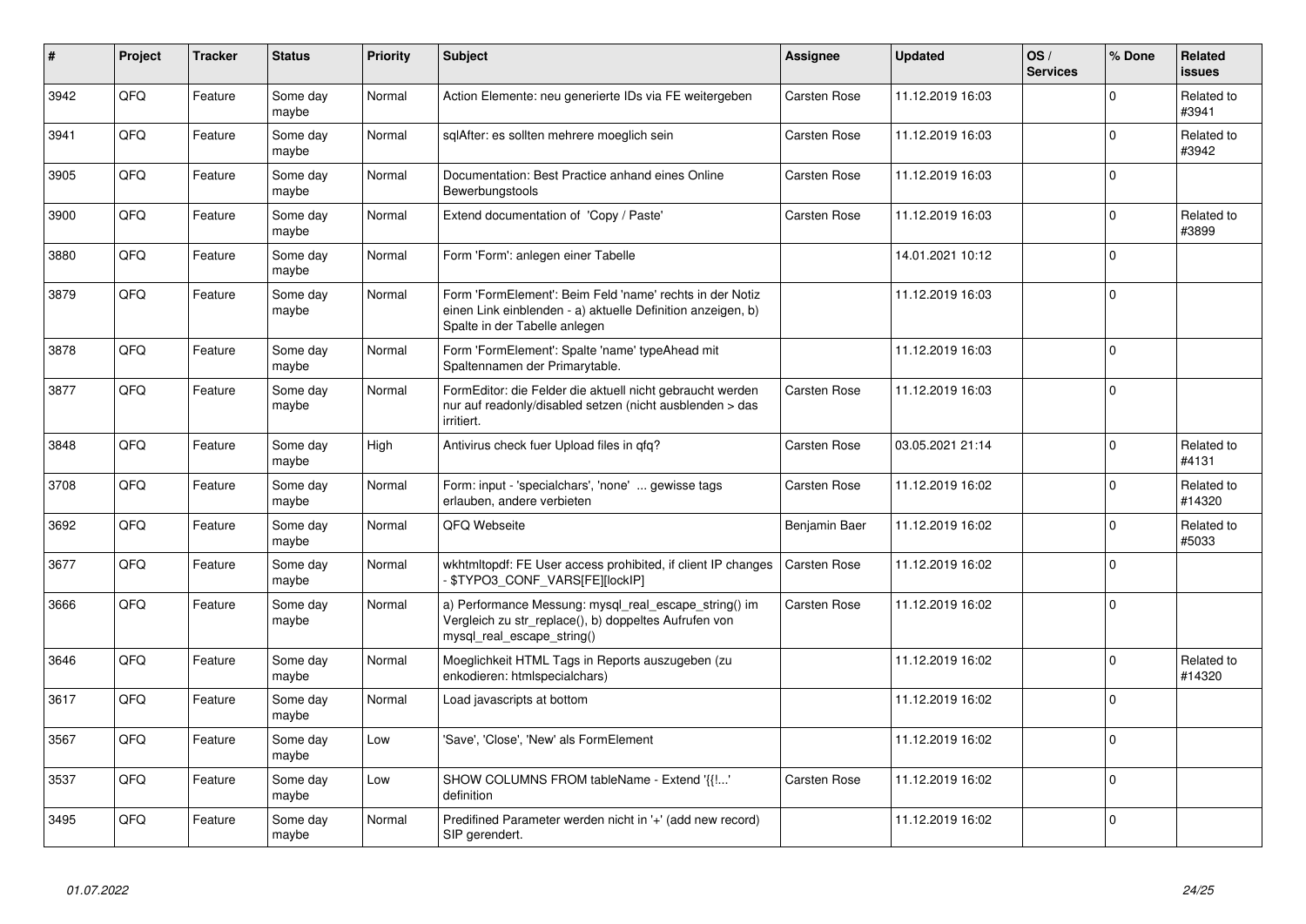| # | Project | Tracker | Status | Priority | Subject | Assignee | Updated | OS / Services | % Done | Related issues |
|---|---|---|---|---|---|---|---|---|---|---|
| 3942 | QFQ | Feature | Some day maybe | Normal | Action Elemente: neu generierte IDs via FE weitergeben | Carsten Rose | 11.12.2019 16:03 | | 0 | Related to #3941 |
| 3941 | QFQ | Feature | Some day maybe | Normal | sqlAfter: es sollten mehrere moeglich sein | Carsten Rose | 11.12.2019 16:03 | | 0 | Related to #3942 |
| 3905 | QFQ | Feature | Some day maybe | Normal | Documentation: Best Practice anhand eines Online Bewerbungstools | Carsten Rose | 11.12.2019 16:03 | | 0 | |
| 3900 | QFQ | Feature | Some day maybe | Normal | Extend documentation of 'Copy / Paste' | Carsten Rose | 11.12.2019 16:03 | | 0 | Related to #3899 |
| 3880 | QFQ | Feature | Some day maybe | Normal | Form 'Form': anlegen einer Tabelle | | 14.01.2021 10:12 | | 0 | |
| 3879 | QFQ | Feature | Some day maybe | Normal | Form 'FormElement': Beim Feld 'name' rechts in der Notiz einen Link einblenden - a) aktuelle Definition anzeigen, b) Spalte in der Tabelle anlegen | | 11.12.2019 16:03 | | 0 | |
| 3878 | QFQ | Feature | Some day maybe | Normal | Form 'FormElement': Spalte 'name' typeAhead mit Spaltennamen der Primarytable. | | 11.12.2019 16:03 | | 0 | |
| 3877 | QFQ | Feature | Some day maybe | Normal | FormEditor: die Felder die aktuell nicht gebraucht werden nur auf readonly/disabled setzen (nicht ausblenden > das irritiert. | Carsten Rose | 11.12.2019 16:03 | | 0 | |
| 3848 | QFQ | Feature | Some day maybe | High | Antivirus check fuer Upload files in qfq? | Carsten Rose | 03.05.2021 21:14 | | 0 | Related to #4131 |
| 3708 | QFQ | Feature | Some day maybe | Normal | Form: input - 'specialchars', 'none' ... gewisse tags erlauben, andere verbieten | Carsten Rose | 11.12.2019 16:02 | | 0 | Related to #14320 |
| 3692 | QFQ | Feature | Some day maybe | Normal | QFQ Webseite | Benjamin Baer | 11.12.2019 16:02 | | 0 | Related to #5033 |
| 3677 | QFQ | Feature | Some day maybe | Normal | wkhtmltopdf: FE User access prohibited, if client IP changes - $TYPO3_CONF_VARS[FE][lockIP] | Carsten Rose | 11.12.2019 16:02 | | 0 | |
| 3666 | QFQ | Feature | Some day maybe | Normal | a) Performance Messung: mysql_real_escape_string() im Vergleich zu str_replace(), b) doppeltes Aufrufen von mysql_real_escape_string() | Carsten Rose | 11.12.2019 16:02 | | 0 | |
| 3646 | QFQ | Feature | Some day maybe | Normal | Moeglichkeit HTML Tags in Reports auszugeben (zu enkodieren: htmlspecialchars) | | 11.12.2019 16:02 | | 0 | Related to #14320 |
| 3617 | QFQ | Feature | Some day maybe | Normal | Load javascripts at bottom | | 11.12.2019 16:02 | | 0 | |
| 3567 | QFQ | Feature | Some day maybe | Low | 'Save', 'Close', 'New' als FormElement | | 11.12.2019 16:02 | | 0 | |
| 3537 | QFQ | Feature | Some day maybe | Low | SHOW COLUMNS FROM tableName - Extend '{{!...' definition | Carsten Rose | 11.12.2019 16:02 | | 0 | |
| 3495 | QFQ | Feature | Some day maybe | Normal | Predifined Parameter werden nicht in '+' (add new record) SIP gerendert. | | 11.12.2019 16:02 | | 0 | |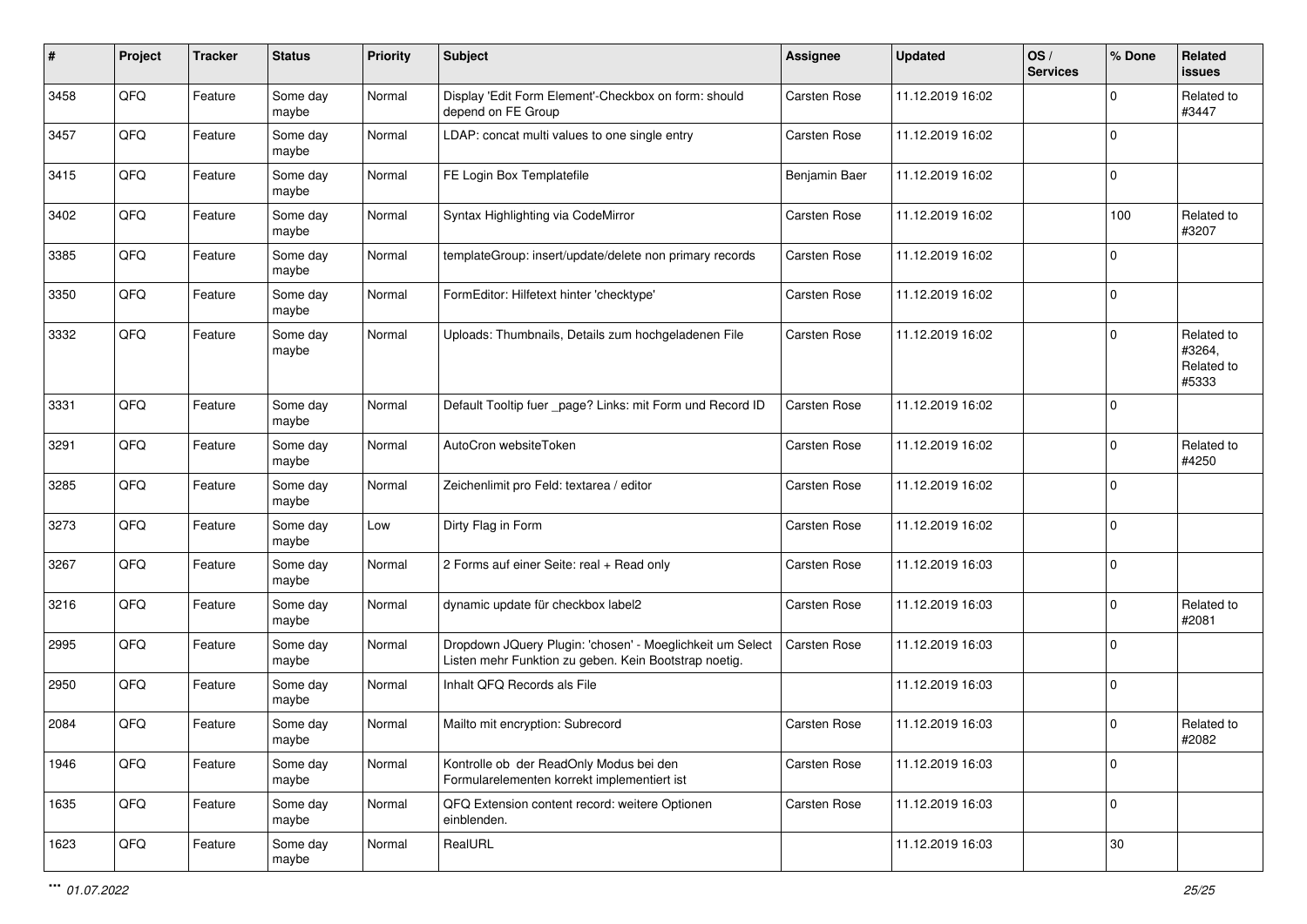| # | Project | Tracker | Status | Priority | Subject | Assignee | Updated | OS / Services | % Done | Related issues |
|---|---|---|---|---|---|---|---|---|---|---|
| 3458 | QFQ | Feature | Some day maybe | Normal | Display 'Edit Form Element'-Checkbox on form: should depend on FE Group | Carsten Rose | 11.12.2019 16:02 | | 0 | Related to #3447 |
| 3457 | QFQ | Feature | Some day maybe | Normal | LDAP: concat multi values to one single entry | Carsten Rose | 11.12.2019 16:02 | | 0 | |
| 3415 | QFQ | Feature | Some day maybe | Normal | FE Login Box Templatefile | Benjamin Baer | 11.12.2019 16:02 | | 0 | |
| 3402 | QFQ | Feature | Some day maybe | Normal | Syntax Highlighting via CodeMirror | Carsten Rose | 11.12.2019 16:02 | | 100 | Related to #3207 |
| 3385 | QFQ | Feature | Some day maybe | Normal | templateGroup: insert/update/delete non primary records | Carsten Rose | 11.12.2019 16:02 | | 0 | |
| 3350 | QFQ | Feature | Some day maybe | Normal | FormEditor: Hilfetext hinter 'checktype' | Carsten Rose | 11.12.2019 16:02 | | 0 | |
| 3332 | QFQ | Feature | Some day maybe | Normal | Uploads: Thumbnails, Details zum hochgeladenen File | Carsten Rose | 11.12.2019 16:02 | | 0 | Related to #3264, Related to #5333 |
| 3331 | QFQ | Feature | Some day maybe | Normal | Default Tooltip fuer _page? Links: mit Form und Record ID | Carsten Rose | 11.12.2019 16:02 | | 0 | |
| 3291 | QFQ | Feature | Some day maybe | Normal | AutoCron websiteToken | Carsten Rose | 11.12.2019 16:02 | | 0 | Related to #4250 |
| 3285 | QFQ | Feature | Some day maybe | Normal | Zeichenlimit pro Feld: textarea / editor | Carsten Rose | 11.12.2019 16:02 | | 0 | |
| 3273 | QFQ | Feature | Some day maybe | Low | Dirty Flag in Form | Carsten Rose | 11.12.2019 16:02 | | 0 | |
| 3267 | QFQ | Feature | Some day maybe | Normal | 2 Forms auf einer Seite: real + Read only | Carsten Rose | 11.12.2019 16:03 | | 0 | |
| 3216 | QFQ | Feature | Some day maybe | Normal | dynamic update für checkbox label2 | Carsten Rose | 11.12.2019 16:03 | | 0 | Related to #2081 |
| 2995 | QFQ | Feature | Some day maybe | Normal | Dropdown JQuery Plugin: 'chosen' - Moeglichkeit um Select Listen mehr Funktion zu geben. Kein Bootstrap noetig. | Carsten Rose | 11.12.2019 16:03 | | 0 | |
| 2950 | QFQ | Feature | Some day maybe | Normal | Inhalt QFQ Records als File | | 11.12.2019 16:03 | | 0 | |
| 2084 | QFQ | Feature | Some day maybe | Normal | Mailto mit encryption: Subrecord | Carsten Rose | 11.12.2019 16:03 | | 0 | Related to #2082 |
| 1946 | QFQ | Feature | Some day maybe | Normal | Kontrolle ob der ReadOnly Modus bei den Formularelementen korrekt implementiert ist | Carsten Rose | 11.12.2019 16:03 | | 0 | |
| 1635 | QFQ | Feature | Some day maybe | Normal | QFQ Extension content record: weitere Optionen einblenden. | Carsten Rose | 11.12.2019 16:03 | | 0 | |
| 1623 | QFQ | Feature | Some day maybe | Normal | RealURL | | 11.12.2019 16:03 | | 30 | |

*01.07.2022*